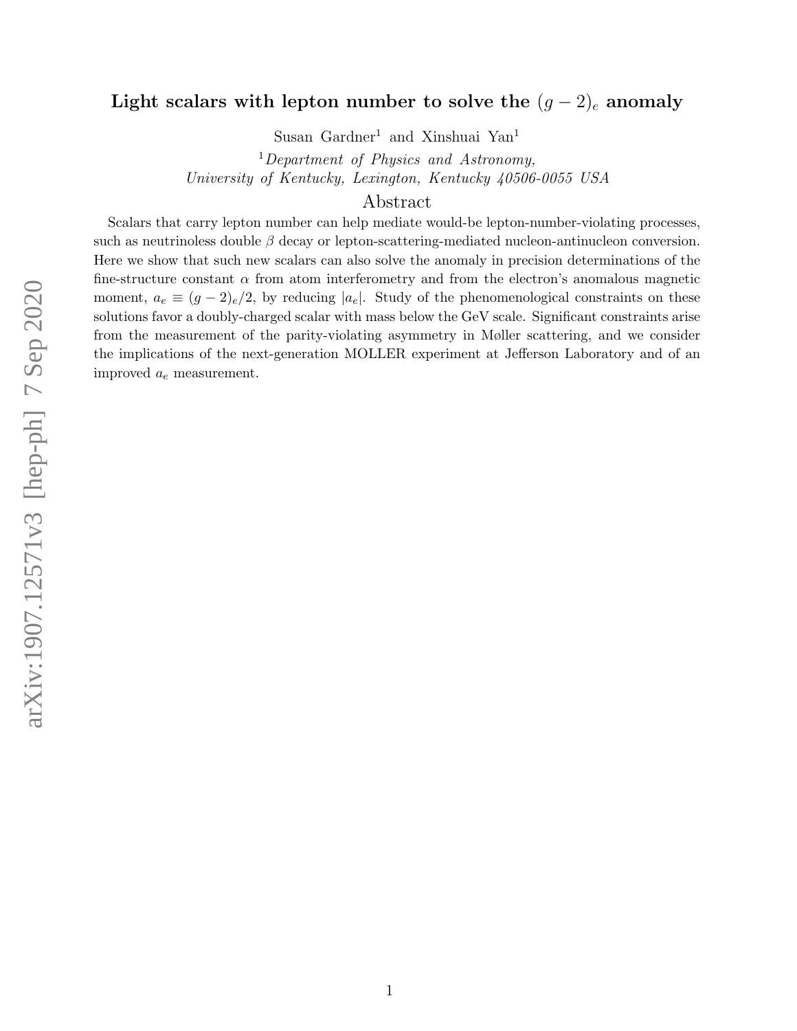# Light scalars with lepton number to solve the $(g-2)_e$ anomaly

Susan Gardner[1] and Xinshuai Yan[1]

[1] *Department of Physics and Astronomy, University of Kentucky, Lexington, Kentucky 40506-0055 USA*

## Abstract

Scalars that carry lepton number can help mediate would-be lepton-number-violating processes, such as neutrinoless double $\beta$ decay or lepton-scattering-mediated nucleon-antinucleon conversion. Here we show that such new scalars can also solve the anomaly in precision determinations of the fine-structure constant $\alpha$ from atom interferometry and from the electron's anomalous magnetic moment, $a_e \equiv (g-2)_e/2$, by reducing $|a_e|$. Study of the phenomenological constraints on these solutions favor a doubly-charged scalar with mass below the GeV scale. Significant constraints arise from the measurement of the parity-violating asymmetry in Møller scattering, and we consider the implications of the next-generation MOLLER experiment at Jefferson Laboratory and of an improved $a_e$ measurement.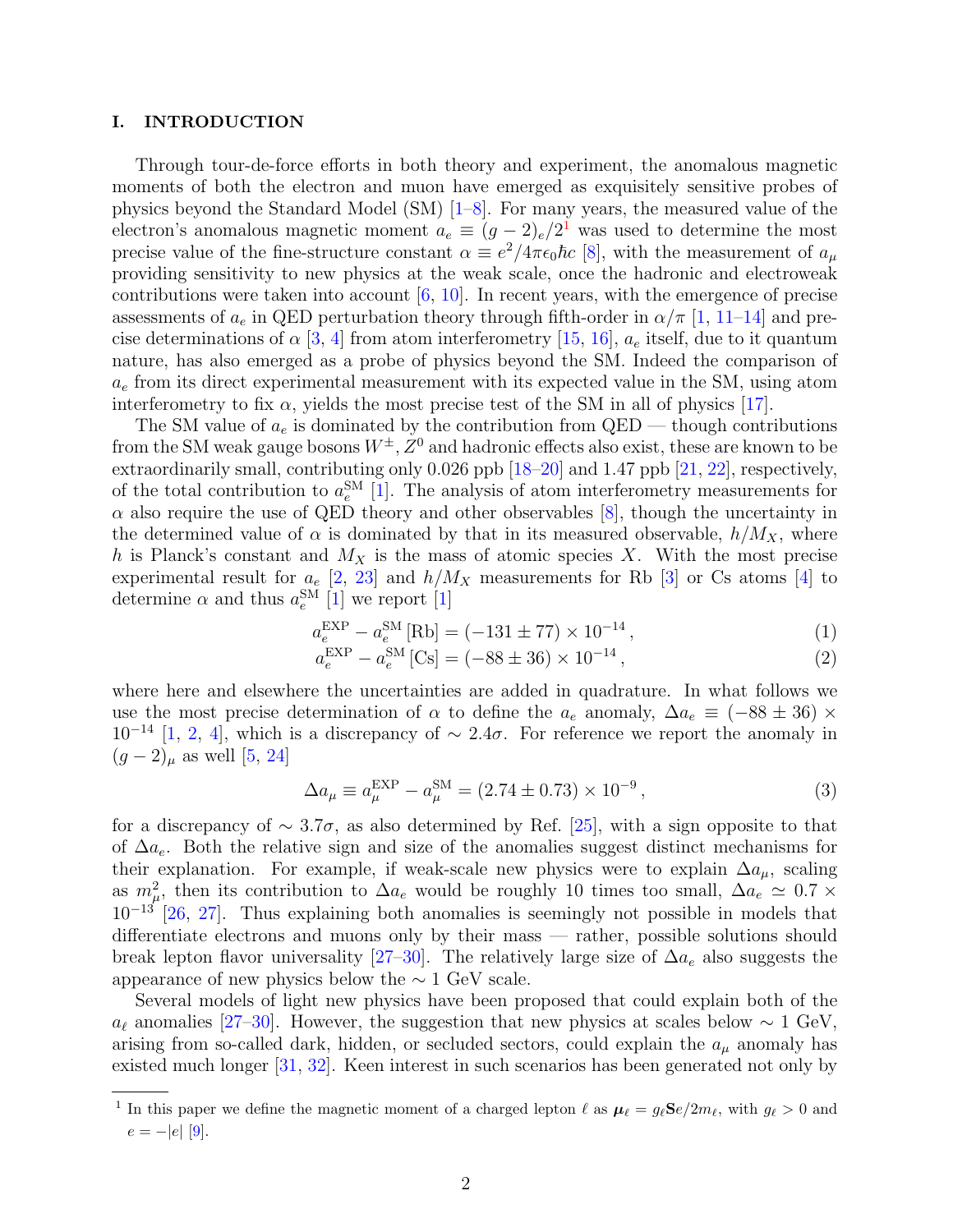## I. INTRODUCTION

Through tour-de-force efforts in both theory and experiment, the anomalous magnetic moments of both the electron and muon have emerged as exquisitely sensitive probes of physics beyond the Standard Model (SM) [1–8]. For many years, the measured value of the electron's anomalous magnetic moment $a_e \equiv (g-2)_e/2$[1] was used to determine the most precise value of the fine-structure constant $\alpha \equiv e^2/4\pi\epsilon_0\hbar c$ [8], with the measurement of $a_\mu$ providing sensitivity to new physics at the weak scale, once the hadronic and electroweak contributions were taken into account [6, 10]. In recent years, with the emergence of precise assessments of $a_e$ in QED perturbation theory through fifth-order in $\alpha/\pi$ [1, 11–14] and precise determinations of $\alpha$ [3, 4] from atom interferometry [15, 16], $a_e$ itself, due to it quantum nature, has also emerged as a probe of physics beyond the SM. Indeed the comparison of $a_e$ from its direct experimental measurement with its expected value in the SM, using atom interferometry to fix $\alpha$, yields the most precise test of the SM in all of physics [17].

The SM value of $a_e$ is dominated by the contribution from QED — though contributions from the SM weak gauge bosons $W^\pm, Z^0$ and hadronic effects also exist, these are known to be extraordinarily small, contributing only 0.026 ppb [18–20] and 1.47 ppb [21, 22], respectively, of the total contribution to $a_e^{\rm SM}$ [1]. The analysis of atom interferometry measurements for $\alpha$ also require the use of QED theory and other observables [8], though the uncertainty in the determined value of $\alpha$ is dominated by that in its measured observable, $h/M_X$, where $h$ is Planck's constant and $M_X$ is the mass of atomic species $X$. With the most precise experimental result for $a_e$ [2, 23] and $h/M_X$ measurements for Rb [3] or Cs atoms [4] to determine $\alpha$ and thus $a_e^{\rm SM}$ [1] we report [1]

$$a_e^{\rm EXP} - a_e^{\rm SM}\,[\text{Rb}] = (-131 \pm 77) \times 10^{-14}\,, \tag{1}$$

$$a_e^{\rm EXP} - a_e^{\rm SM}\,[\text{Cs}] = (-88 \pm 36) \times 10^{-14}\,, \tag{2}$$

where here and elsewhere the uncertainties are added in quadrature. In what follows we use the most precise determination of $\alpha$ to define the $a_e$ anomaly, $\Delta a_e \equiv (-88 \pm 36) \times 10^{-14}$ [1, 2, 4], which is a discrepancy of $\sim 2.4\sigma$. For reference we report the anomaly in $(g-2)_\mu$ as well [5, 24]

$$\Delta a_\mu \equiv a_\mu^{\rm EXP} - a_\mu^{\rm SM} = (2.74 \pm 0.73) \times 10^{-9}\,, \tag{3}$$

for a discrepancy of $\sim 3.7\sigma$, as also determined by Ref. [25], with a sign opposite to that of $\Delta a_e$. Both the relative sign and size of the anomalies suggest distinct mechanisms for their explanation. For example, if weak-scale new physics were to explain $\Delta a_\mu$, scaling as $m_\mu^2$, then its contribution to $\Delta a_e$ would be roughly 10 times too small, $\Delta a_e \simeq 0.7 \times 10^{-13}$ [26, 27]. Thus explaining both anomalies is seemingly not possible in models that differentiate electrons and muons only by their mass — rather, possible solutions should break lepton flavor universality [27–30]. The relatively large size of $\Delta a_e$ also suggests the appearance of new physics below the $\sim 1$ GeV scale.

Several models of light new physics have been proposed that could explain both of the $a_\ell$ anomalies [27–30]. However, the suggestion that new physics at scales below $\sim 1$ GeV, arising from so-called dark, hidden, or secluded sectors, could explain the $a_\mu$ anomaly has existed much longer [31, 32]. Keen interest in such scenarios has been generated not only by

[1] In this paper we define the magnetic moment of a charged lepton $\ell$ as $\boldsymbol{\mu}_\ell = g_\ell \mathbf{S} e/2m_\ell$, with $g_\ell > 0$ and $e = -|e|$ [9].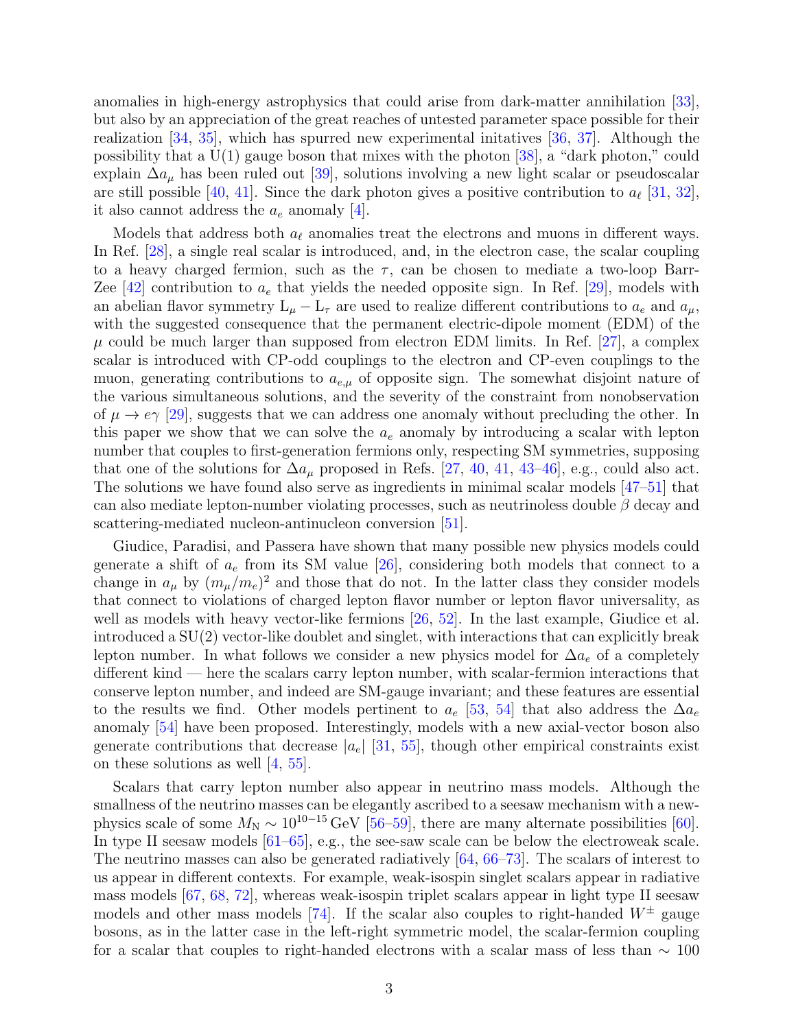anomalies in high-energy astrophysics that could arise from dark-matter annihilation [33], but also by an appreciation of the great reaches of untested parameter space possible for their realization [34, 35], which has spurred new experimental initatives [36, 37]. Although the possibility that a U(1) gauge boson that mixes with the photon [38], a "dark photon," could explain $\Delta a_\mu$ has been ruled out [39], solutions involving a new light scalar or pseudoscalar are still possible [40, 41]. Since the dark photon gives a positive contribution to $a_\ell$ [31, 32], it also cannot address the $a_e$ anomaly [4].

Models that address both $a_\ell$ anomalies treat the electrons and muons in different ways. In Ref. [28], a single real scalar is introduced, and, in the electron case, the scalar coupling to a heavy charged fermion, such as the $\tau$, can be chosen to mediate a two-loop Barr-Zee [42] contribution to $a_e$ that yields the needed opposite sign. In Ref. [29], models with an abelian flavor symmetry $\mathrm{L}_\mu - \mathrm{L}_\tau$ are used to realize different contributions to $a_e$ and $a_\mu$, with the suggested consequence that the permanent electric-dipole moment (EDM) of the $\mu$ could be much larger than supposed from electron EDM limits. In Ref. [27], a complex scalar is introduced with CP-odd couplings to the electron and CP-even couplings to the muon, generating contributions to $a_{e,\mu}$ of opposite sign. The somewhat disjoint nature of the various simultaneous solutions, and the severity of the constraint from nonobservation of $\mu \to e\gamma$ [29], suggests that we can address one anomaly without precluding the other. In this paper we show that we can solve the $a_e$ anomaly by introducing a scalar with lepton number that couples to first-generation fermions only, respecting SM symmetries, supposing that one of the solutions for $\Delta a_\mu$ proposed in Refs. [27, 40, 41, 43–46], e.g., could also act. The solutions we have found also serve as ingredients in minimal scalar models [47–51] that can also mediate lepton-number violating processes, such as neutrinoless double $\beta$ decay and scattering-mediated nucleon-antinucleon conversion [51].

Giudice, Paradisi, and Passera have shown that many possible new physics models could generate a shift of $a_e$ from its SM value [26], considering both models that connect to a change in $a_\mu$ by $(m_\mu/m_e)^2$ and those that do not. In the latter class they consider models that connect to violations of charged lepton flavor number or lepton flavor universality, as well as models with heavy vector-like fermions [26, 52]. In the last example, Giudice et al. introduced a SU(2) vector-like doublet and singlet, with interactions that can explicitly break lepton number. In what follows we consider a new physics model for $\Delta a_e$ of a completely different kind — here the scalars carry lepton number, with scalar-fermion interactions that conserve lepton number, and indeed are SM-gauge invariant; and these features are essential to the results we find. Other models pertinent to $a_e$ [53, 54] that also address the $\Delta a_e$ anomaly [54] have been proposed. Interestingly, models with a new axial-vector boson also generate contributions that decrease $|a_e|$ [31, 55], though other empirical constraints exist on these solutions as well [4, 55].

Scalars that carry lepton number also appear in neutrino mass models. Although the smallness of the neutrino masses can be elegantly ascribed to a seesaw mechanism with a new-physics scale of some $M_\mathrm{N} \sim 10^{10-15}\,\mathrm{GeV}$ [56–59], there are many alternate possibilities [60]. In type II seesaw models [61–65], e.g., the see-saw scale can be below the electroweak scale. The neutrino masses can also be generated radiatively [64, 66–73]. The scalars of interest to us appear in different contexts. For example, weak-isospin singlet scalars appear in radiative mass models [67, 68, 72], whereas weak-isospin triplet scalars appear in light type II seesaw models and other mass models [74]. If the scalar also couples to right-handed $W^\pm$ gauge bosons, as in the latter case in the left-right symmetric model, the scalar-fermion coupling for a scalar that couples to right-handed electrons with a scalar mass of less than $\sim 100$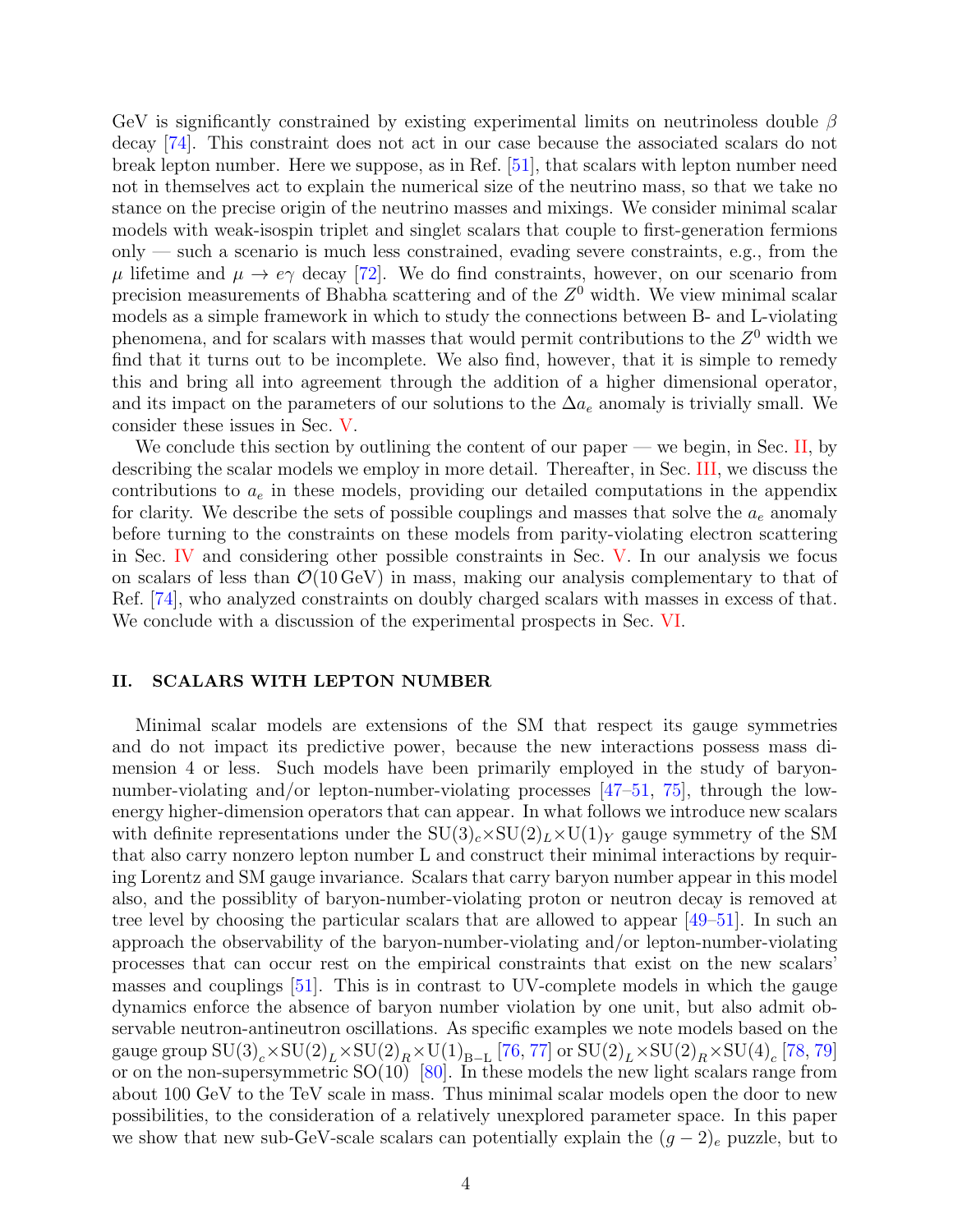GeV is significantly constrained by existing experimental limits on neutrinoless double $\beta$ decay [74]. This constraint does not act in our case because the associated scalars do not break lepton number. Here we suppose, as in Ref. [51], that scalars with lepton number need not in themselves act to explain the numerical size of the neutrino mass, so that we take no stance on the precise origin of the neutrino masses and mixings. We consider minimal scalar models with weak-isospin triplet and singlet scalars that couple to first-generation fermions only — such a scenario is much less constrained, evading severe constraints, e.g., from the $\mu$ lifetime and $\mu \to e\gamma$ decay [72]. We do find constraints, however, on our scenario from precision measurements of Bhabha scattering and of the $Z^0$ width. We view minimal scalar models as a simple framework in which to study the connections between B- and L-violating phenomena, and for scalars with masses that would permit contributions to the $Z^0$ width we find that it turns out to be incomplete. We also find, however, that it is simple to remedy this and bring all into agreement through the addition of a higher dimensional operator, and its impact on the parameters of our solutions to the $\Delta a_e$ anomaly is trivially small. We consider these issues in Sec. V.

We conclude this section by outlining the content of our paper — we begin, in Sec. II, by describing the scalar models we employ in more detail. Thereafter, in Sec. III, we discuss the contributions to $a_e$ in these models, providing our detailed computations in the appendix for clarity. We describe the sets of possible couplings and masses that solve the $a_e$ anomaly before turning to the constraints on these models from parity-violating electron scattering in Sec. IV and considering other possible constraints in Sec. V. In our analysis we focus on scalars of less than $\mathcal{O}(10\,\mathrm{GeV})$ in mass, making our analysis complementary to that of Ref. [74], who analyzed constraints on doubly charged scalars with masses in excess of that. We conclude with a discussion of the experimental prospects in Sec. VI.

## II. SCALARS WITH LEPTON NUMBER

Minimal scalar models are extensions of the SM that respect its gauge symmetries and do not impact its predictive power, because the new interactions possess mass dimension 4 or less. Such models have been primarily employed in the study of baryon-number-violating and/or lepton-number-violating processes [47–51, 75], through the low-energy higher-dimension operators that can appear. In what follows we introduce new scalars with definite representations under the $\mathrm{SU}(3)_c\times\mathrm{SU}(2)_L\times\mathrm{U}(1)_Y$ gauge symmetry of the SM that also carry nonzero lepton number L and construct their minimal interactions by requiring Lorentz and SM gauge invariance. Scalars that carry baryon number appear in this model also, and the possiblity of baryon-number-violating proton or neutron decay is removed at tree level by choosing the particular scalars that are allowed to appear [49–51]. In such an approach the observability of the baryon-number-violating and/or lepton-number-violating processes that can occur rest on the empirical constraints that exist on the new scalars' masses and couplings [51]. This is in contrast to UV-complete models in which the gauge dynamics enforce the absence of baryon number violation by one unit, but also admit observable neutron-antineutron oscillations. As specific examples we note models based on the gauge group $\mathrm{SU}(3)_c\times\mathrm{SU}(2)_L\times\mathrm{SU}(2)_R\times\mathrm{U}(1)_{\mathrm{B-L}}$ [76, 77] or $\mathrm{SU}(2)_L\times\mathrm{SU}(2)_R\times\mathrm{SU}(4)_c$ [78, 79] or on the non-supersymmetric SO(10) [80]. In these models the new light scalars range from about 100 GeV to the TeV scale in mass. Thus minimal scalar models open the door to new possibilities, to the consideration of a relatively unexplored parameter space. In this paper we show that new sub-GeV-scale scalars can potentially explain the $(g-2)_e$ puzzle, but to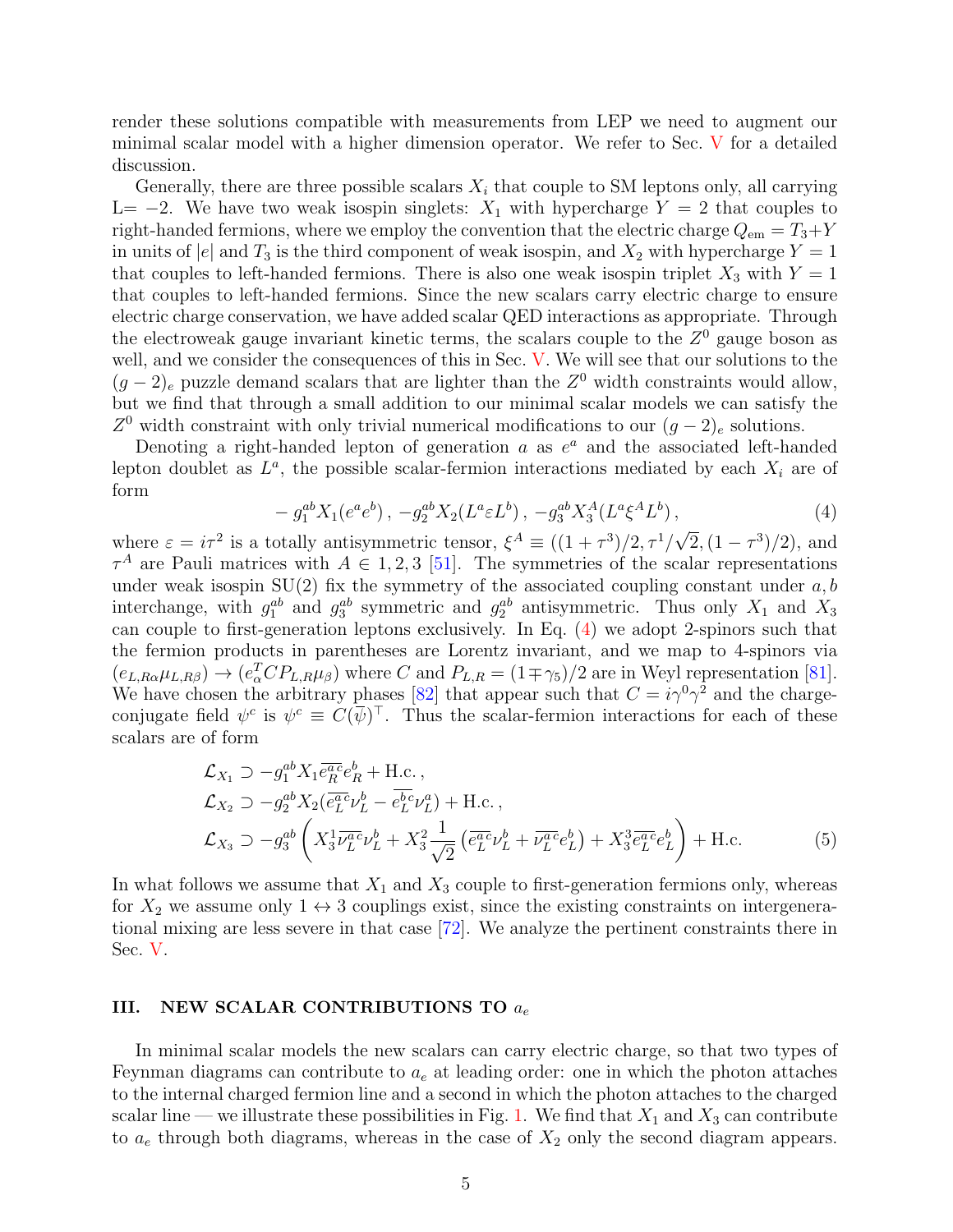render these solutions compatible with measurements from LEP we need to augment our minimal scalar model with a higher dimension operator. We refer to Sec. V for a detailed discussion.

Generally, there are three possible scalars $X_i$ that couple to SM leptons only, all carrying L$= -2$. We have two weak isospin singlets: $X_1$ with hypercharge $Y = 2$ that couples to right-handed fermions, where we employ the convention that the electric charge $Q_{\rm em} = T_3 + Y$ in units of $|e|$ and $T_3$ is the third component of weak isospin, and $X_2$ with hypercharge $Y = 1$ that couples to left-handed fermions. There is also one weak isospin triplet $X_3$ with $Y = 1$ that couples to left-handed fermions. Since the new scalars carry electric charge to ensure electric charge conservation, we have added scalar QED interactions as appropriate. Through the electroweak gauge invariant kinetic terms, the scalars couple to the $Z^0$ gauge boson as well, and we consider the consequences of this in Sec. V. We will see that our solutions to the $(g-2)_e$ puzzle demand scalars that are lighter than the $Z^0$ width constraints would allow, but we find that through a small addition to our minimal scalar models we can satisfy the $Z^0$ width constraint with only trivial numerical modifications to our $(g-2)_e$ solutions.

Denoting a right-handed lepton of generation $a$ as $e^a$ and the associated left-handed lepton doublet as $L^a$, the possible scalar-fermion interactions mediated by each $X_i$ are of form

$$-g_1^{ab} X_1 (e^a e^b)\,,\ -g_2^{ab} X_2 (L^a \varepsilon L^b)\,,\ -g_3^{ab} X_3^A (L^a \xi^A L^b)\,, \tag{4}$$

where $\varepsilon = i\tau^2$ is a totally antisymmetric tensor, $\xi^A \equiv ((1+\tau^3)/2, \tau^1/\sqrt{2}, (1-\tau^3)/2)$, and $\tau^A$ are Pauli matrices with $A \in 1,2,3$ [51]. The symmetries of the scalar representations under weak isospin SU(2) fix the symmetry of the associated coupling constant under $a, b$ interchange, with $g_1^{ab}$ and $g_3^{ab}$ symmetric and $g_2^{ab}$ antisymmetric. Thus only $X_1$ and $X_3$ can couple to first-generation leptons exclusively. In Eq. (4) we adopt 2-spinors such that the fermion products in parentheses are Lorentz invariant, and we map to 4-spinors via $(e_{L,R\alpha}\mu_{L,R\beta}) \to (e_\alpha^T C P_{L,R} \mu_\beta)$ where $C$ and $P_{L,R} = (1 \mp \gamma_5)/2$ are in Weyl representation [81]. We have chosen the arbitrary phases [82] that appear such that $C = i\gamma^0\gamma^2$ and the charge-conjugate field $\psi^c$ is $\psi^c \equiv C(\overline{\psi})^\top$. Thus the scalar-fermion interactions for each of these scalars are of form

$$\begin{aligned}
\mathcal{L}_{X_1} &\supset -g_1^{ab} X_1 \overline{e_R^{a\,c}} e_R^b + \text{H.c.}\,,\\
\mathcal{L}_{X_2} &\supset -g_2^{ab} X_2 (\overline{e_L^{a\,c}} \nu_L^b - \overline{e_L^{b\,c}} \nu_L^a) + \text{H.c.}\,,\\
\mathcal{L}_{X_3} &\supset -g_3^{ab} \left( X_3^1 \overline{\nu_L^{a\,c}} \nu_L^b + X_3^2 \frac{1}{\sqrt{2}} \left( \overline{e_L^{a\,c}} \nu_L^b + \overline{\nu_L^{a\,c}} e_L^b \right) + X_3^3 \overline{e_L^{a\,c}} e_L^b \right) + \text{H.c.}
\end{aligned} \tag{5}$$

In what follows we assume that $X_1$ and $X_3$ couple to first-generation fermions only, whereas for $X_2$ we assume only $1 \leftrightarrow 3$ couplings exist, since the existing constraints on intergenerational mixing are less severe in that case [72]. We analyze the pertinent constraints there in Sec. V.

## III. NEW SCALAR CONTRIBUTIONS TO $a_e$

In minimal scalar models the new scalars can carry electric charge, so that two types of Feynman diagrams can contribute to $a_e$ at leading order: one in which the photon attaches to the internal charged fermion line and a second in which the photon attaches to the charged scalar line — we illustrate these possibilities in Fig. 1. We find that $X_1$ and $X_3$ can contribute to $a_e$ through both diagrams, whereas in the case of $X_2$ only the second diagram appears.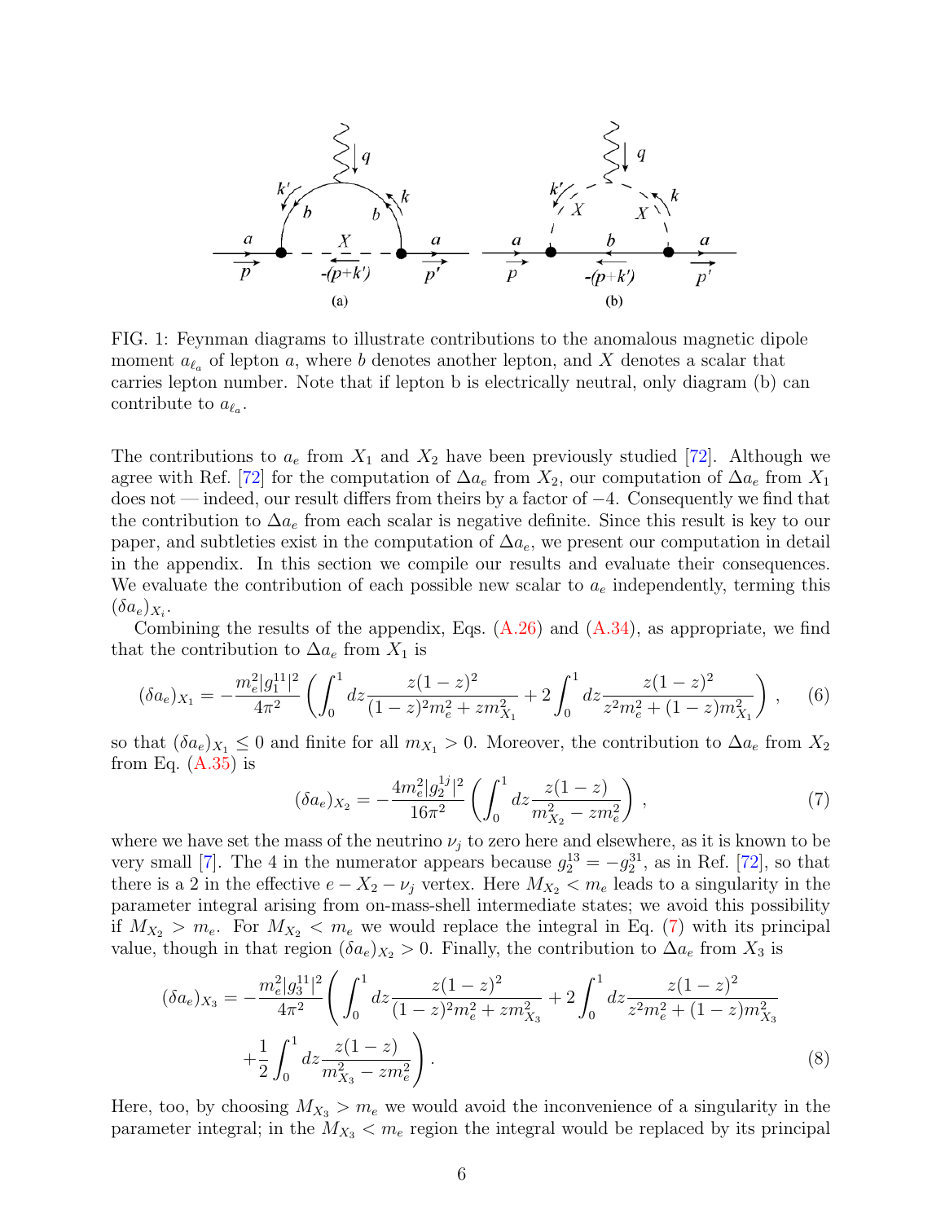FIG. 1: Feynman diagrams to illustrate contributions to the anomalous magnetic dipole moment $a_{\ell_a}$ of lepton $a$, where $b$ denotes another lepton, and $X$ denotes a scalar that carries lepton number. Note that if lepton b is electrically neutral, only diagram (b) can contribute to $a_{\ell_a}$.

The contributions to $a_e$ from $X_1$ and $X_2$ have been previously studied [72]. Although we agree with Ref. [72] for the computation of $\Delta a_e$ from $X_2$, our computation of $\Delta a_e$ from $X_1$ does not — indeed, our result differs from theirs by a factor of $-4$. Consequently we find that the contribution to $\Delta a_e$ from each scalar is negative definite. Since this result is key to our paper, and subtleties exist in the computation of $\Delta a_e$, we present our computation in detail in the appendix. In this section we compile our results and evaluate their consequences. We evaluate the contribution of each possible new scalar to $a_e$ independently, terming this $(\delta a_e)_{X_i}$.

Combining the results of the appendix, Eqs. (A.26) and (A.34), as appropriate, we find that the contribution to $\Delta a_e$ from $X_1$ is

$$(\delta a_e)_{X_1} = -\frac{m_e^2 |g_1^{11}|^2}{4\pi^2} \left( \int_0^1 dz \frac{z(1-z)^2}{(1-z)^2 m_e^2 + z m_{X_1}^2} + 2\int_0^1 dz \frac{z(1-z)^2}{z^2 m_e^2 + (1-z) m_{X_1}^2} \right) , \quad (6)$$

so that $(\delta a_e)_{X_1} \leq 0$ and finite for all $m_{X_1} > 0$. Moreover, the contribution to $\Delta a_e$ from $X_2$ from Eq. (A.35) is

$$(\delta a_e)_{X_2} = -\frac{4 m_e^2 |g_2^{1j}|^2}{16\pi^2} \left( \int_0^1 dz \frac{z(1-z)}{m_{X_2}^2 - z m_e^2} \right) , \quad (7)$$

where we have set the mass of the neutrino $\nu_j$ to zero here and elsewhere, as it is known to be very small [7]. The 4 in the numerator appears because $g_2^{13} = -g_2^{31}$, as in Ref. [72], so that there is a 2 in the effective $e - X_2 - \nu_j$ vertex. Here $M_{X_2} < m_e$ leads to a singularity in the parameter integral arising from on-mass-shell intermediate states; we avoid this possibility if $M_{X_2} > m_e$. For $M_{X_2} < m_e$ we would replace the integral in Eq. (7) with its principal value, though in that region $(\delta a_e)_{X_2} > 0$. Finally, the contribution to $\Delta a_e$ from $X_3$ is

$$(\delta a_e)_{X_3} = -\frac{m_e^2 |g_3^{11}|^2}{4\pi^2} \left( \int_0^1 dz \frac{z(1-z)^2}{(1-z)^2 m_e^2 + z m_{X_3}^2} + 2\int_0^1 dz \frac{z(1-z)^2}{z^2 m_e^2 + (1-z) m_{X_3}^2} \right.$$
$$\left. + \frac{1}{2}\int_0^1 dz \frac{z(1-z)}{m_{X_3}^2 - z m_e^2} \right) . \quad (8)$$

Here, too, by choosing $M_{X_3} > m_e$ we would avoid the inconvenience of a singularity in the parameter integral; in the $M_{X_3} < m_e$ region the integral would be replaced by its principal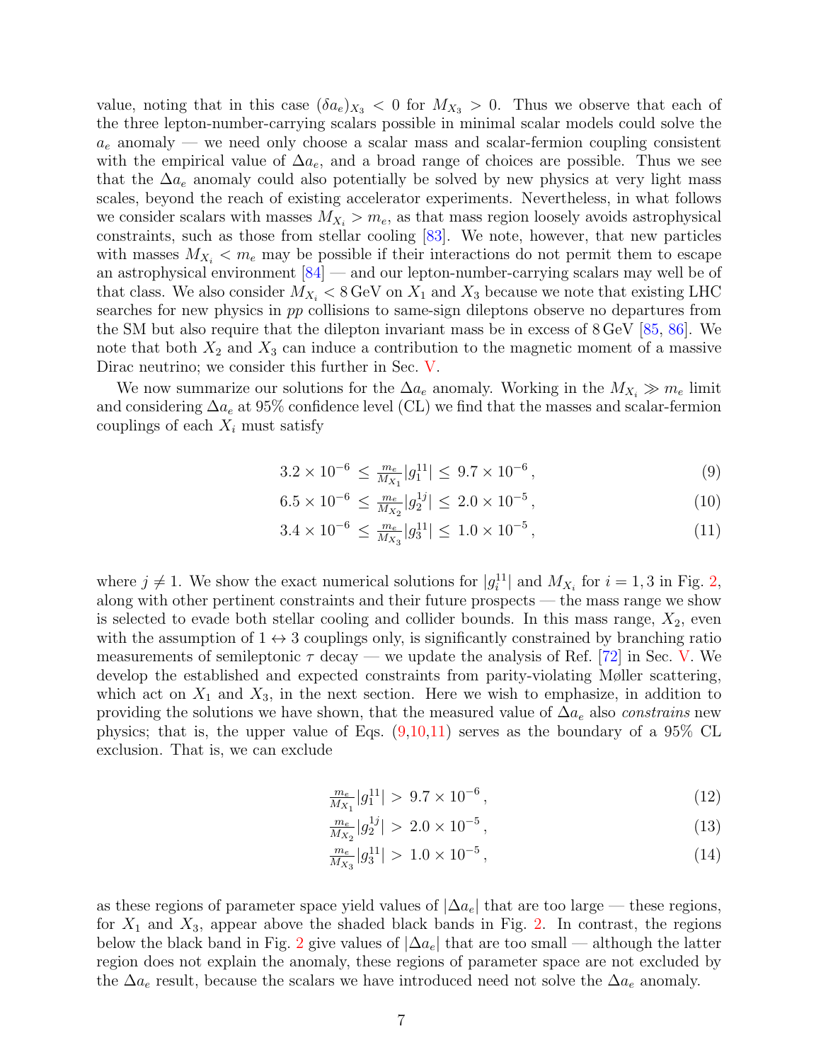value, noting that in this case $(\delta a_e)_{X_3} < 0$ for $M_{X_3} > 0$. Thus we observe that each of the three lepton-number-carrying scalars possible in minimal scalar models could solve the $a_e$ anomaly — we need only choose a scalar mass and scalar-fermion coupling consistent with the empirical value of $\Delta a_e$, and a broad range of choices are possible. Thus we see that the $\Delta a_e$ anomaly could also potentially be solved by new physics at very light mass scales, beyond the reach of existing accelerator experiments. Nevertheless, in what follows we consider scalars with masses $M_{X_i} > m_e$, as that mass region loosely avoids astrophysical constraints, such as those from stellar cooling [83]. We note, however, that new particles with masses $M_{X_i} < m_e$ may be possible if their interactions do not permit them to escape an astrophysical environment [84] — and our lepton-number-carrying scalars may well be of that class. We also consider $M_{X_i} < 8\,\mathrm{GeV}$ on $X_1$ and $X_3$ because we note that existing LHC searches for new physics in $pp$ collisions to same-sign dileptons observe no departures from the SM but also require that the dilepton invariant mass be in excess of $8\,\mathrm{GeV}$ [85, 86]. We note that both $X_2$ and $X_3$ can induce a contribution to the magnetic moment of a massive Dirac neutrino; we consider this further in Sec. V.

We now summarize our solutions for the $\Delta a_e$ anomaly. Working in the $M_{X_i} \gg m_e$ limit and considering $\Delta a_e$ at 95% confidence level (CL) we find that the masses and scalar-fermion couplings of each $X_i$ must satisfy

$$3.2 \times 10^{-6} \leq \frac{m_e}{M_{X_1}} |g_1^{11}| \leq 9.7 \times 10^{-6}\,, \tag{9}$$

$$6.5 \times 10^{-6} \leq \frac{m_e}{M_{X_2}} |g_2^{1j}| \leq 2.0 \times 10^{-5}\,, \tag{10}$$

$$3.4 \times 10^{-6} \leq \frac{m_e}{M_{X_3}} |g_3^{11}| \leq 1.0 \times 10^{-5}\,, \tag{11}$$

where $j \neq 1$. We show the exact numerical solutions for $|g_i^{11}|$ and $M_{X_i}$ for $i = 1, 3$ in Fig. 2, along with other pertinent constraints and their future prospects — the mass range we show is selected to evade both stellar cooling and collider bounds. In this mass range, $X_2$, even with the assumption of $1 \leftrightarrow 3$ couplings only, is significantly constrained by branching ratio measurements of semileptonic $\tau$ decay — we update the analysis of Ref. [72] in Sec. V. We develop the established and expected constraints from parity-violating Møller scattering, which act on $X_1$ and $X_3$, in the next section. Here we wish to emphasize, in addition to providing the solutions we have shown, that the measured value of $\Delta a_e$ also *constrains* new physics; that is, the upper value of Eqs. (9,10,11) serves as the boundary of a 95% CL exclusion. That is, we can exclude

$$\frac{m_e}{M_{X_1}} |g_1^{11}| > 9.7 \times 10^{-6}\,, \tag{12}$$

$$\frac{m_e}{M_{X_2}} |g_2^{1j}| > 2.0 \times 10^{-5}\,, \tag{13}$$

$$\frac{m_e}{M_{X_3}} |g_3^{11}| > 1.0 \times 10^{-5}\,, \tag{14}$$

as these regions of parameter space yield values of $|\Delta a_e|$ that are too large — these regions, for $X_1$ and $X_3$, appear above the shaded black bands in Fig. 2. In contrast, the regions below the black band in Fig. 2 give values of $|\Delta a_e|$ that are too small — although the latter region does not explain the anomaly, these regions of parameter space are not excluded by the $\Delta a_e$ result, because the scalars we have introduced need not solve the $\Delta a_e$ anomaly.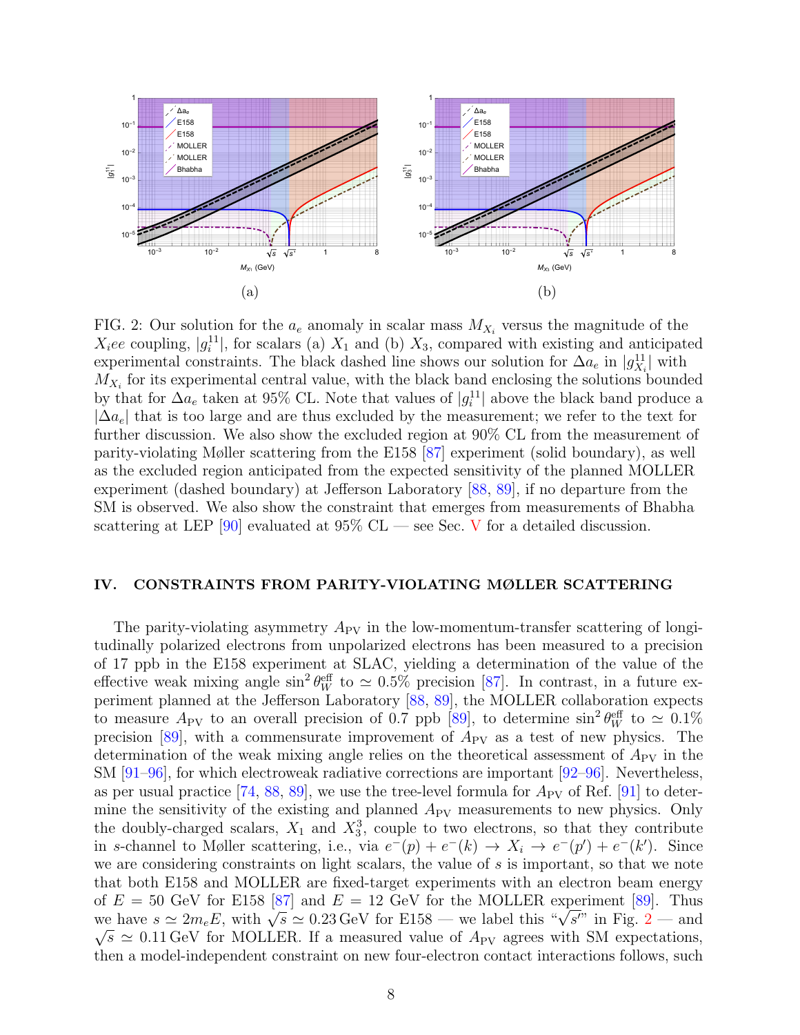(a)

(b)

FIG. 2: Our solution for the $a_e$ anomaly in scalar mass $M_{X_i}$ versus the magnitude of the $X_i ee$ coupling, $|g_i^{11}|$, for scalars (a) $X_1$ and (b) $X_3$, compared with existing and anticipated experimental constraints. The black dashed line shows our solution for $\Delta a_e$ in $|g_{X_i}^{11}|$ with $M_{X_i}$ for its experimental central value, with the black band enclosing the solutions bounded by that for $\Delta a_e$ taken at 95% CL. Note that values of $|g_i^{11}|$ above the black band produce a $|\Delta a_e|$ that is too large and are thus excluded by the measurement; we refer to the text for further discussion. We also show the excluded region at 90% CL from the measurement of parity-violating Møller scattering from the E158 [87] experiment (solid boundary), as well as the excluded region anticipated from the expected sensitivity of the planned MOLLER experiment (dashed boundary) at Jefferson Laboratory [88, 89], if no departure from the SM is observed. We also show the constraint that emerges from measurements of Bhabha scattering at LEP [90] evaluated at 95% CL — see Sec. V for a detailed discussion.

## IV. CONSTRAINTS FROM PARITY-VIOLATING MØLLER SCATTERING

The parity-violating asymmetry $A_{\rm PV}$ in the low-momentum-transfer scattering of longitudinally polarized electrons from unpolarized electrons has been measured to a precision of 17 ppb in the E158 experiment at SLAC, yielding a determination of the value of the effective weak mixing angle $\sin^2\theta_W^{\rm eff}$ to $\simeq 0.5\%$ precision [87]. In contrast, in a future experiment planned at the Jefferson Laboratory [88, 89], the MOLLER collaboration expects to measure $A_{\rm PV}$ to an overall precision of 0.7 ppb [89], to determine $\sin^2\theta_W^{\rm eff}$ to $\simeq 0.1\%$ precision [89], with a commensurate improvement of $A_{\rm PV}$ as a test of new physics. The determination of the weak mixing angle relies on the theoretical assessment of $A_{\rm PV}$ in the SM [91–96], for which electroweak radiative corrections are important [92–96]. Nevertheless, as per usual practice [74, 88, 89], we use the tree-level formula for $A_{\rm PV}$ of Ref. [91] to determine the sensitivity of the existing and planned $A_{\rm PV}$ measurements to new physics. Only the doubly-charged scalars, $X_1$ and $X_3^3$, couple to two electrons, so that they contribute in $s$-channel to Møller scattering, i.e., via $e^-(p) + e^-(k) \to X_i \to e^-(p') + e^-(k')$. Since we are considering constraints on light scalars, the value of $s$ is important, so that we note that both E158 and MOLLER are fixed-target experiments with an electron beam energy of $E = 50$ GeV for E158 [87] and $E = 12$ GeV for the MOLLER experiment [89]. Thus we have $s \simeq 2m_e E$, with $\sqrt{s} \simeq 0.23\,\text{GeV}$ for E158 — we label this "$\sqrt{s'}$" in Fig. 2 — and $\sqrt{s} \simeq 0.11\,\text{GeV}$ for MOLLER. If a measured value of $A_{\rm PV}$ agrees with SM expectations, then a model-independent constraint on new four-electron contact interactions follows, such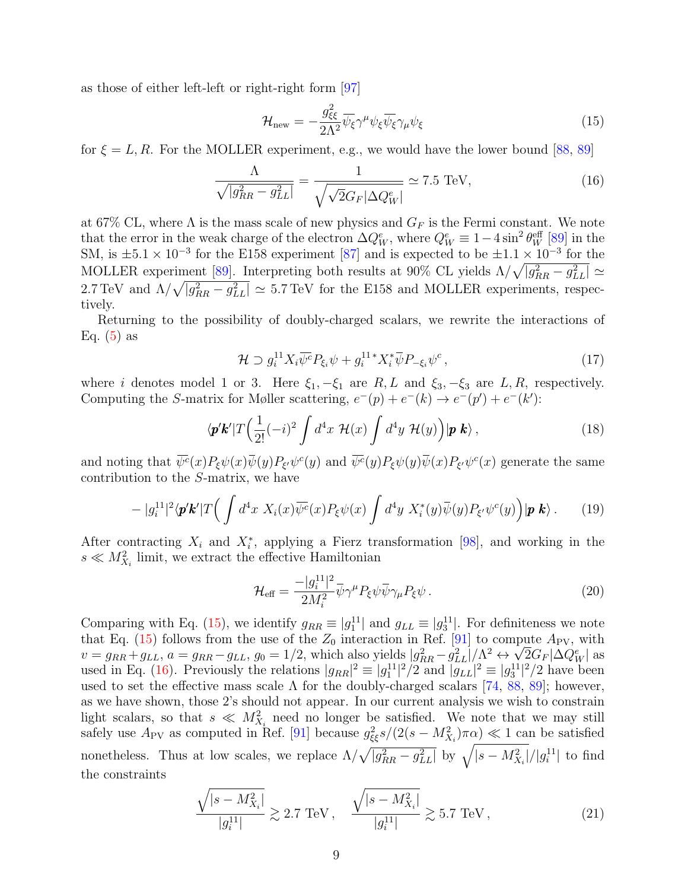as those of either left-left or right-right form [97]

$$\mathcal{H}_{\rm new} = -\frac{g_{\xi\xi}^2}{2\Lambda^2}\overline{\psi_\xi}\gamma^\mu\psi_\xi\overline{\psi_\xi}\gamma_\mu\psi_\xi \tag{15}$$

for $\xi = L, R$. For the MOLLER experiment, e.g., we would have the lower bound [88, 89]

$$\frac{\Lambda}{\sqrt{|g_{RR}^2 - g_{LL}^2|}} = \frac{1}{\sqrt{\sqrt{2}G_F|\Delta Q_W^e|}} \simeq 7.5 \text{ TeV}, \tag{16}$$

at 67% CL, where $\Lambda$ is the mass scale of new physics and $G_F$ is the Fermi constant. We note that the error in the weak charge of the electron $\Delta Q_W^e$, where $Q_W^e \equiv 1 - 4\sin^2\theta_W^{\rm eff}$ [89] in the SM, is $\pm 5.1\times10^{-3}$ for the E158 experiment [87] and is expected to be $\pm1.1\times10^{-3}$ for the MOLLER experiment [89]. Interpreting both results at 90% CL yields $\Lambda/\sqrt{|g_{RR}^2 - g_{LL}^2|} \simeq 2.7\,\text{TeV}$ and $\Lambda/\sqrt{|g_{RR}^2 - g_{LL}^2|} \simeq 5.7\,\text{TeV}$ for the E158 and MOLLER experiments, respectively.

Returning to the possibility of doubly-charged scalars, we rewrite the interactions of Eq. (5) as

$$\mathcal{H} \supset g_i^{11} X_i \overline{\psi^c} P_{\xi_i}\psi + g_i^{11\,*} X_i^* \overline{\psi} P_{-\xi_i}\psi^c\,, \tag{17}$$

where $i$ denotes model 1 or 3. Here $\xi_1, -\xi_1$ are $R, L$ and $\xi_3, -\xi_3$ are $L, R$, respectively. Computing the $S$-matrix for Møller scattering, $e^-(p) + e^-(k) \to e^-(p') + e^-(k')$:

$$\langle \boldsymbol{p}'\boldsymbol{k}'|T\Big(\frac{1}{2!}(-i)^2 \int d^4x\ \mathcal{H}(x)\int d^4y\ \mathcal{H}(y)\Big)|\boldsymbol{p}\ \boldsymbol{k}\rangle\,, \tag{18}$$

and noting that $\overline{\psi^c}(x)P_\xi\psi(x)\overline{\psi}(y)P_{\xi'}\psi^c(y)$ and $\overline{\psi^c}(y)P_\xi\psi(y)\overline{\psi}(x)P_{\xi'}\psi^c(x)$ generate the same contribution to the $S$-matrix, we have

$$-\,|g_i^{11}|^2\langle \boldsymbol{p}'\boldsymbol{k}'|T\Big(\int d^4x\ X_i(x)\overline{\psi^c}(x)P_\xi\psi(x)\int d^4y\ X_i^*(y)\overline{\psi}(y)P_{\xi'}\psi^c(y)\Big)|\boldsymbol{p}\ \boldsymbol{k}\rangle\,. \tag{19}$$

After contracting $X_i$ and $X_i^*$, applying a Fierz transformation [98], and working in the $s \ll M_{X_i}^2$ limit, we extract the effective Hamiltonian

$$\mathcal{H}_{\rm eff} = \frac{-|g_i^{11}|^2}{2M_i^2}\overline{\psi}\gamma^\mu P_\xi\psi\overline{\psi}\gamma_\mu P_\xi\psi\,. \tag{20}$$

Comparing with Eq. (15), we identify $g_{RR} \equiv |g_1^{11}|$ and $g_{LL} \equiv |g_3^{11}|$. For definiteness we note that Eq. (15) follows from the use of the $Z_0$ interaction in Ref. [91] to compute $A_{\rm PV}$, with $v = g_{RR} + g_{LL}$, $a = g_{RR} - g_{LL}$, $g_0 = 1/2$, which also yields $|g_{RR}^2 - g_{LL}^2|/\Lambda^2 \leftrightarrow \sqrt{2}G_F|\Delta Q_W^e|$ as used in Eq. (16). Previously the relations $|g_{RR}|^2 \equiv |g_1^{11}|^2/2$ and $|g_{LL}|^2 \equiv |g_3^{11}|^2/2$ have been used to set the effective mass scale $\Lambda$ for the doubly-charged scalars [74, 88, 89]; however, as we have shown, those 2's should not appear. In our current analysis we wish to constrain light scalars, so that $s \ll M_{X_i}^2$ need no longer be satisfied. We note that we may still safely use $A_{\rm PV}$ as computed in Ref. [91] because $g_{\xi\xi}^2 s/(2(s - M_{X_i}^2)\pi\alpha) \ll 1$ can be satisfied nonetheless. Thus at low scales, we replace $\Lambda/\sqrt{|g_{RR}^2 - g_{LL}^2|}$ by $\sqrt{|s - M_{X_i}^2|}/|g_i^{11}|$ to find the constraints

$$\frac{\sqrt{|s - M_{X_i}^2|}}{|g_i^{11}|} \gtrsim 2.7\text{ TeV}\,, \quad \frac{\sqrt{|s - M_{X_i}^2|}}{|g_i^{11}|} \gtrsim 5.7\text{ TeV}\,, \tag{21}$$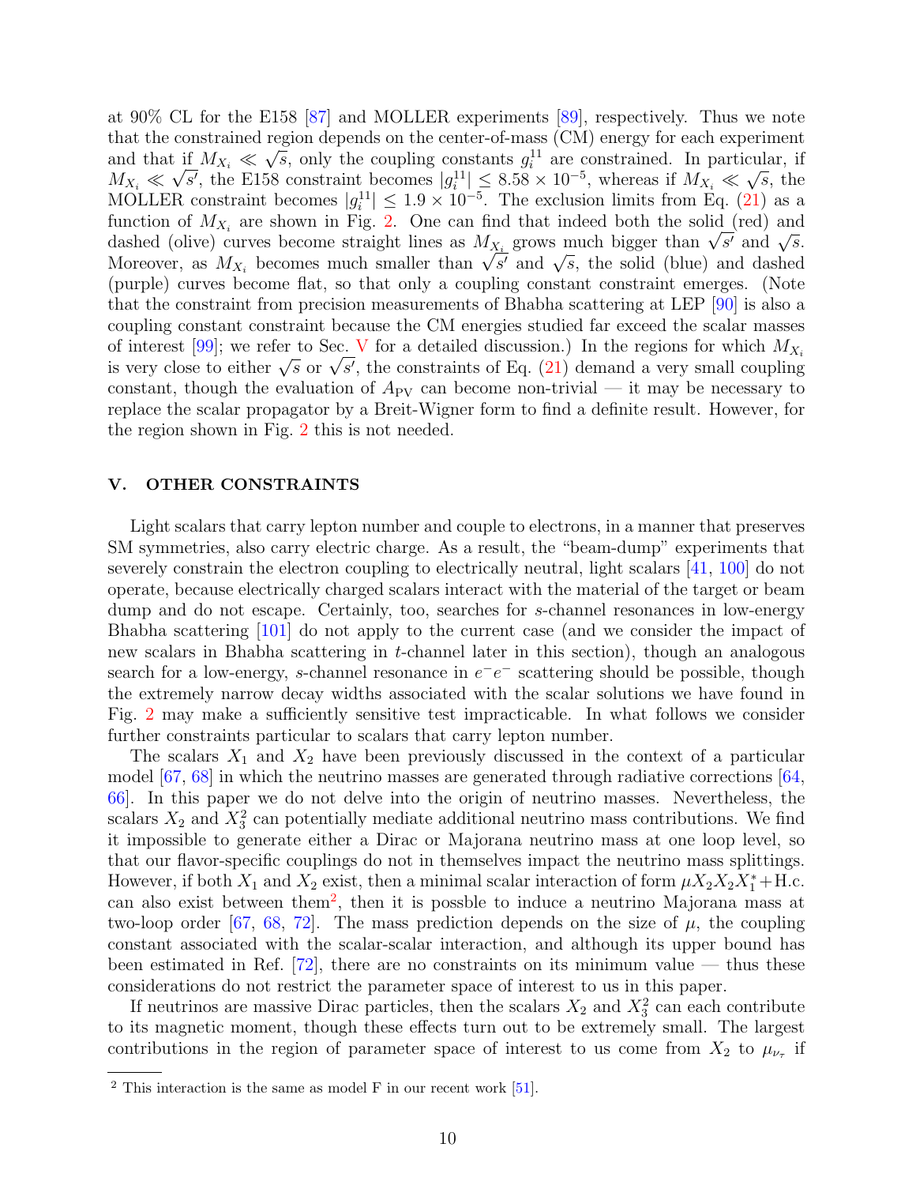at 90% CL for the E158 [87] and MOLLER experiments [89], respectively. Thus we note that the constrained region depends on the center-of-mass (CM) energy for each experiment and that if $M_{X_i} \ll \sqrt{s}$, only the coupling constants $g_i^{11}$ are constrained. In particular, if $M_{X_i} \ll \sqrt{s'}$, the E158 constraint becomes $|g_i^{11}| \leq 8.58 \times 10^{-5}$, whereas if $M_{X_i} \ll \sqrt{s}$, the MOLLER constraint becomes $|g_i^{11}| \leq 1.9 \times 10^{-5}$. The exclusion limits from Eq. (21) as a function of $M_{X_i}$ are shown in Fig. 2. One can find that indeed both the solid (red) and dashed (olive) curves become straight lines as $M_{X_i}$ grows much bigger than $\sqrt{s'}$ and $\sqrt{s}$. Moreover, as $M_{X_i}$ becomes much smaller than $\sqrt{s'}$ and $\sqrt{s}$, the solid (blue) and dashed (purple) curves become flat, so that only a coupling constant constraint emerges. (Note that the constraint from precision measurements of Bhabha scattering at LEP [90] is also a coupling constant constraint because the CM energies studied far exceed the scalar masses of interest [99]; we refer to Sec. V for a detailed discussion.) In the regions for which $M_{X_i}$ is very close to either $\sqrt{s}$ or $\sqrt{s'}$, the constraints of Eq. (21) demand a very small coupling constant, though the evaluation of $A_{\rm PV}$ can become non-trivial — it may be necessary to replace the scalar propagator by a Breit-Wigner form to find a definite result. However, for the region shown in Fig. 2 this is not needed.

## V. OTHER CONSTRAINTS

Light scalars that carry lepton number and couple to electrons, in a manner that preserves SM symmetries, also carry electric charge. As a result, the "beam-dump" experiments that severely constrain the electron coupling to electrically neutral, light scalars [41, 100] do not operate, because electrically charged scalars interact with the material of the target or beam dump and do not escape. Certainly, too, searches for $s$-channel resonances in low-energy Bhabha scattering [101] do not apply to the current case (and we consider the impact of new scalars in Bhabha scattering in $t$-channel later in this section), though an analogous search for a low-energy, $s$-channel resonance in $e^-e^-$ scattering should be possible, though the extremely narrow decay widths associated with the scalar solutions we have found in Fig. 2 may make a sufficiently sensitive test impracticable. In what follows we consider further constraints particular to scalars that carry lepton number.

The scalars $X_1$ and $X_2$ have been previously discussed in the context of a particular model [67, 68] in which the neutrino masses are generated through radiative corrections [64, 66]. In this paper we do not delve into the origin of neutrino masses. Nevertheless, the scalars $X_2$ and $X_3^2$ can potentially mediate additional neutrino mass contributions. We find it impossible to generate either a Dirac or Majorana neutrino mass at one loop level, so that our flavor-specific couplings do not in themselves impact the neutrino mass splittings. However, if both $X_1$ and $X_2$ exist, then a minimal scalar interaction of form $\mu X_2 X_2 X_1^* + \text{H.c.}$ can also exist between them[2], then it is possble to induce a neutrino Majorana mass at two-loop order [67, 68, 72]. The mass prediction depends on the size of $\mu$, the coupling constant associated with the scalar-scalar interaction, and although its upper bound has been estimated in Ref. [72], there are no constraints on its minimum value — thus these considerations do not restrict the parameter space of interest to us in this paper.

If neutrinos are massive Dirac particles, then the scalars $X_2$ and $X_3^2$ can each contribute to its magnetic moment, though these effects turn out to be extremely small. The largest contributions in the region of parameter space of interest to us come from $X_2$ to $\mu_{\nu_\tau}$ if

[2] This interaction is the same as model F in our recent work [51].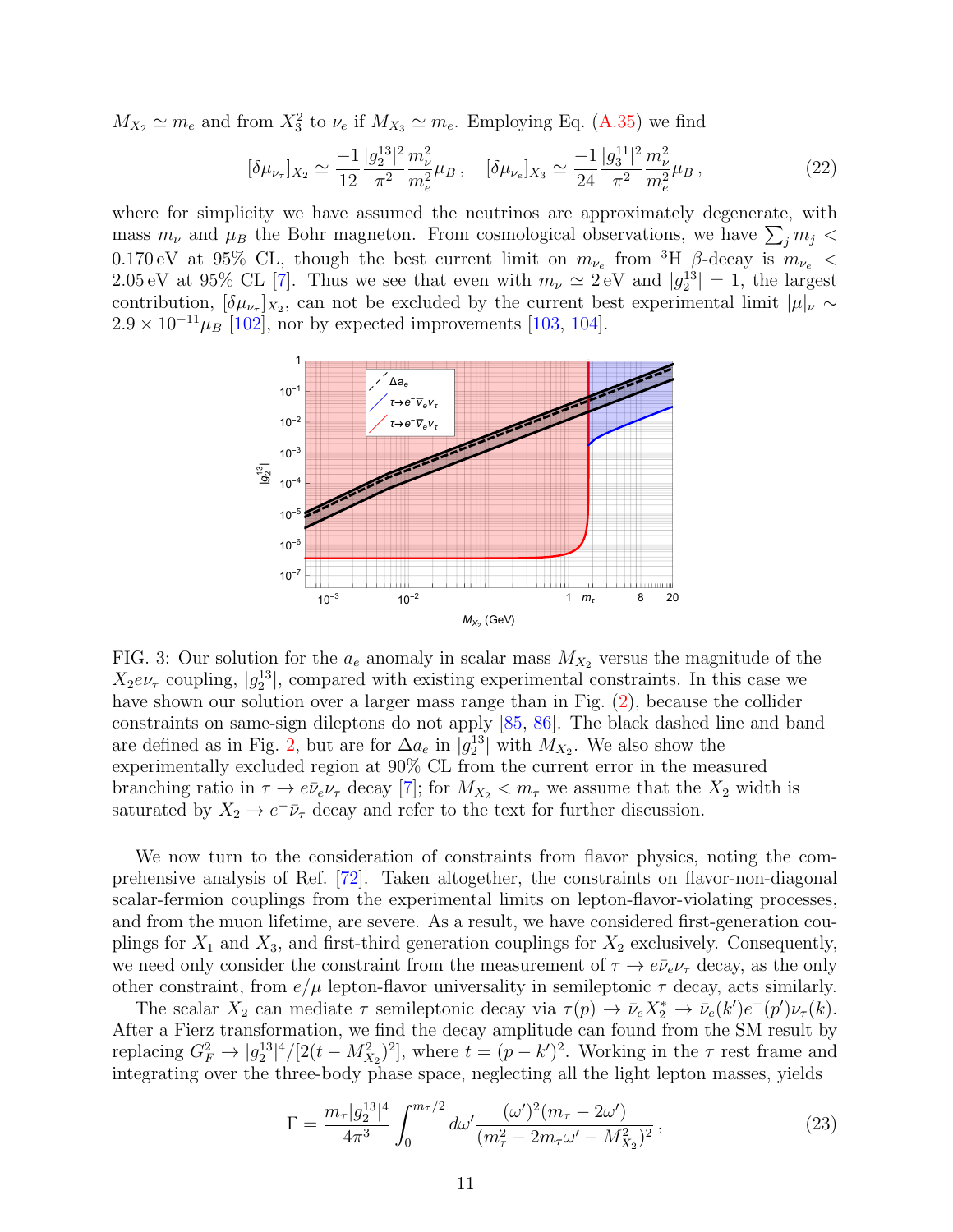$M_{X_2} \simeq m_e$ and from $X_3^2$ to $\nu_e$ if $M_{X_3} \simeq m_e$. Employing Eq. (A.35) we find

$$[\delta\mu_{\nu_\tau}]_{X_2} \simeq \frac{-1}{12}\frac{|g_2^{13}|^2}{\pi^2}\frac{m_\nu^2}{m_e^2}\mu_B\,, \quad [\delta\mu_{\nu_e}]_{X_3} \simeq \frac{-1}{24}\frac{|g_3^{11}|^2}{\pi^2}\frac{m_\nu^2}{m_e^2}\mu_B\,, \tag{22}$$

where for simplicity we have assumed the neutrinos are approximately degenerate, with mass $m_\nu$ and $\mu_B$ the Bohr magneton. From cosmological observations, we have $\sum_j m_j < 0.170\,\text{eV}$ at 95% CL, though the best current limit on $m_{\bar{\nu}_e}$ from $^3$H $\beta$-decay is $m_{\bar{\nu}_e} < 2.05\,\text{eV}$ at 95% CL [7]. Thus we see that even with $m_\nu \simeq 2\,\text{eV}$ and $|g_2^{13}| = 1$, the largest contribution, $[\delta\mu_{\nu_\tau}]_{X_2}$, can not be excluded by the current best experimental limit $|\mu|_\nu \sim 2.9\times 10^{-11}\mu_B$ [102], nor by expected improvements [103, 104].

FIG. 3: Our solution for the $a_e$ anomaly in scalar mass $M_{X_2}$ versus the magnitude of the $X_2 e \nu_\tau$ coupling, $|g_2^{13}|$, compared with existing experimental constraints. In this case we have shown our solution over a larger mass range than in Fig. (2), because the collider constraints on same-sign dileptons do not apply [85, 86]. The black dashed line and band are defined as in Fig. 2, but are for $\Delta a_e$ in $|g_2^{13}|$ with $M_{X_2}$. We also show the experimentally excluded region at 90% CL from the current error in the measured branching ratio in $\tau \to e\bar{\nu}_e\nu_\tau$ decay [7]; for $M_{X_2} < m_\tau$ we assume that the $X_2$ width is saturated by $X_2 \to e^-\bar{\nu}_\tau$ decay and refer to the text for further discussion.

We now turn to the consideration of constraints from flavor physics, noting the comprehensive analysis of Ref. [72]. Taken altogether, the constraints on flavor-non-diagonal scalar-fermion couplings from the experimental limits on lepton-flavor-violating processes, and from the muon lifetime, are severe. As a result, we have considered first-generation couplings for $X_1$ and $X_3$, and first-third generation couplings for $X_2$ exclusively. Consequently, we need only consider the constraint from the measurement of $\tau \to e\bar{\nu}_e\nu_\tau$ decay, as the only other constraint, from $e/\mu$ lepton-flavor universality in semileptonic $\tau$ decay, acts similarly.

The scalar $X_2$ can mediate $\tau$ semileptonic decay via $\tau(p) \to \bar{\nu}_e X_2^* \to \bar{\nu}_e(k')e^-(p')\nu_\tau(k)$. After a Fierz transformation, we find the decay amplitude can found from the SM result by replacing $G_F^2 \to |g_2^{13}|^4/[2(t - M_{X_2}^2)^2]$, where $t = (p-k')^2$. Working in the $\tau$ rest frame and integrating over the three-body phase space, neglecting all the light lepton masses, yields

$$\Gamma = \frac{m_\tau |g_2^{13}|^4}{4\pi^3}\int_0^{m_\tau/2} d\omega' \frac{(\omega')^2(m_\tau - 2\omega')}{(m_\tau^2 - 2m_\tau\omega' - M_{X_2}^2)^2}\,, \tag{23}$$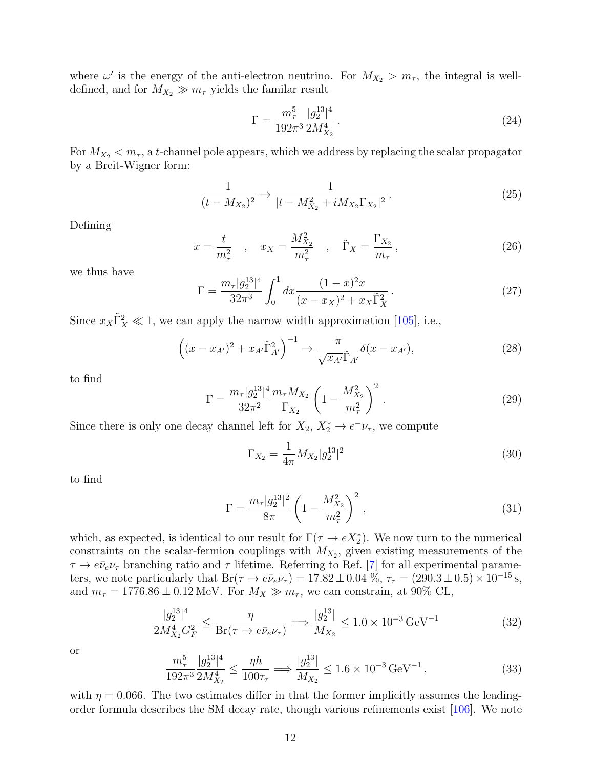where $\omega'$ is the energy of the anti-electron neutrino. For $M_{X_2} > m_\tau$, the integral is well-defined, and for $M_{X_2} \gg m_\tau$ yields the familar result

$$\Gamma = \frac{m_\tau^5}{192\pi^3} \frac{|g_2^{13}|^4}{2M_{X_2}^4} \,. \tag{24}$$

For $M_{X_2} < m_\tau$, a $t$-channel pole appears, which we address by replacing the scalar propagator by a Breit-Wigner form:

$$\frac{1}{(t - M_{X_2})^2} \to \frac{1}{|t - M_{X_2}^2 + iM_{X_2}\Gamma_{X_2}|^2} \,. \tag{25}$$

Defining

$$x = \frac{t}{m_\tau^2} \quad , \quad x_X = \frac{M_{X_2}^2}{m_\tau^2} \quad , \quad \tilde{\Gamma}_X = \frac{\Gamma_{X_2}}{m_\tau} \,, \tag{26}$$

we thus have

$$\Gamma = \frac{m_\tau |g_2^{13}|^4}{32\pi^3} \int_0^1 dx \frac{(1-x)^2 x}{(x - x_X)^2 + x_X \tilde{\Gamma}_X^2} \,. \tag{27}$$

Since $x_X \tilde{\Gamma}_X^2 \ll 1$, we can apply the narrow width approximation [105], i.e.,

$$\left( (x - x_{A'})^2 + x_{A'} \tilde{\Gamma}_{A'}^2 \right)^{-1} \to \frac{\pi}{\sqrt{x_{A'}} \tilde{\Gamma}_{A'}} \delta(x - x_{A'}), \tag{28}$$

to find

$$\Gamma = \frac{m_\tau |g_2^{13}|^4}{32\pi^2} \frac{m_\tau M_{X_2}}{\Gamma_{X_2}} \left( 1 - \frac{M_{X_2}^2}{m_\tau^2} \right)^2 \,. \tag{29}$$

Since there is only one decay channel left for $X_2$, $X_2^* \to e^- \nu_\tau$, we compute

$$\Gamma_{X_2} = \frac{1}{4\pi} M_{X_2} |g_2^{13}|^2 \tag{30}$$

to find

$$\Gamma = \frac{m_\tau |g_2^{13}|^2}{8\pi} \left( 1 - \frac{M_{X_2}^2}{m_\tau^2} \right)^2 \,, \tag{31}$$

which, as expected, is identical to our result for $\Gamma(\tau \to e X_2^*)$. We now turn to the numerical constraints on the scalar-fermion couplings with $M_{X_2}$, given existing measurements of the $\tau \to e \bar{\nu}_e \nu_\tau$ branching ratio and $\tau$ lifetime. Referring to Ref. [7] for all experimental parameters, we note particularly that $\mathrm{Br}(\tau \to e \bar{\nu}_e \nu_\tau) = 17.82 \pm 0.04\,\%$, $\tau_\tau = (290.3 \pm 0.5) \times 10^{-15}\,\mathrm{s}$, and $m_\tau = 1776.86 \pm 0.12\,\mathrm{MeV}$. For $M_X \gg m_\tau$, we can constrain, at 90% CL,

$$\frac{|g_2^{13}|^4}{2M_{X_2}^4 G_F^2} \leq \frac{\eta}{\mathrm{Br}(\tau \to e \bar{\nu}_e \nu_\tau)} \Longrightarrow \frac{|g_2^{13}|}{M_{X_2}} \leq 1.0 \times 10^{-3}\,\mathrm{GeV}^{-1} \tag{32}$$

or

$$\frac{m_\tau^5}{192\pi^3} \frac{|g_2^{13}|^4}{2M_{X_2}^4} \leq \frac{\eta h}{100 \tau_\tau} \Longrightarrow \frac{|g_2^{13}|}{M_{X_2}} \leq 1.6 \times 10^{-3}\,\mathrm{GeV}^{-1} \,, \tag{33}$$

with $\eta = 0.066$. The two estimates differ in that the former implicitly assumes the leading-order formula describes the SM decay rate, though various refinements exist [106]. We note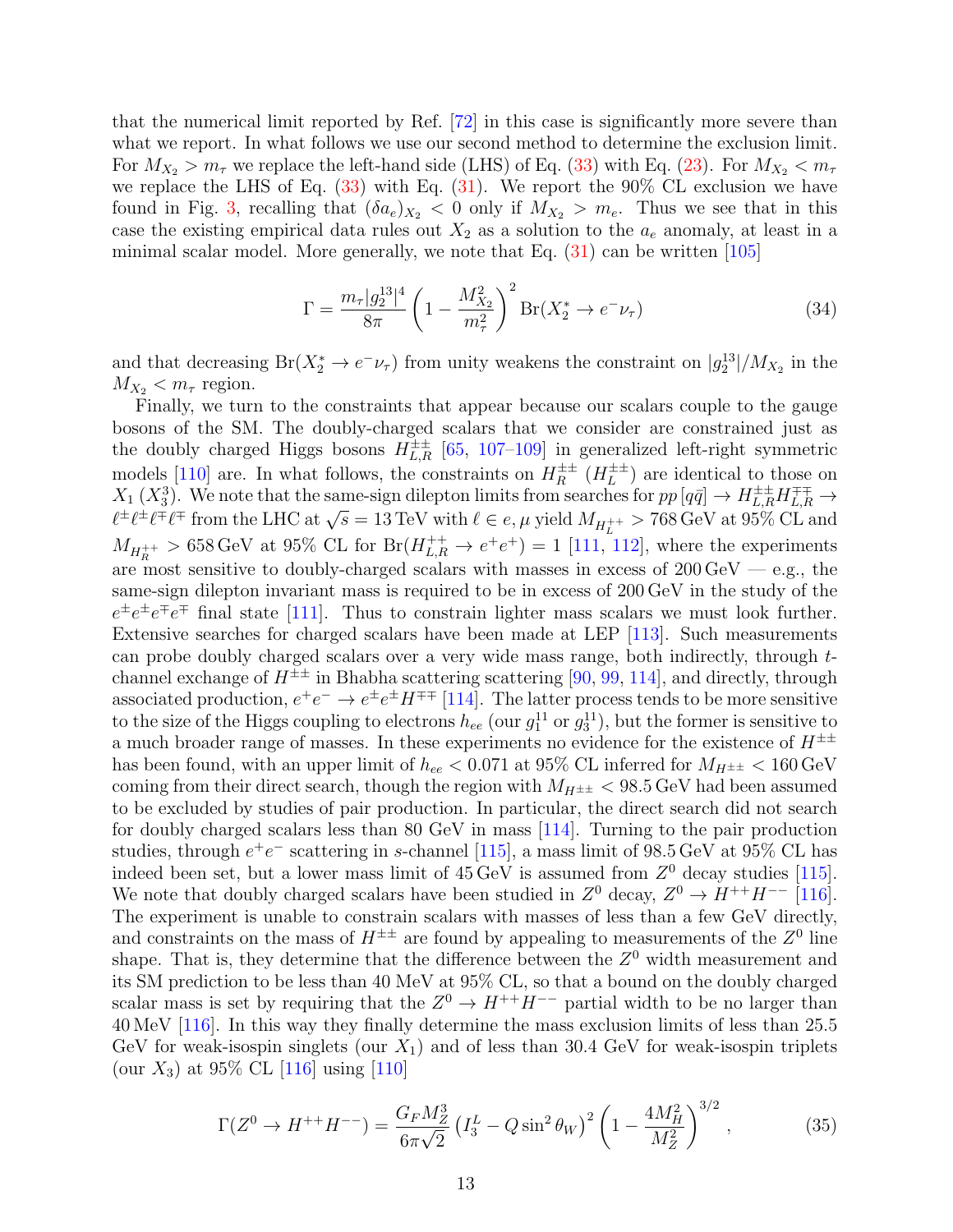that the numerical limit reported by Ref. [72] in this case is significantly more severe than what we report. In what follows we use our second method to determine the exclusion limit. For $M_{X_2} > m_\tau$ we replace the left-hand side (LHS) of Eq. (33) with Eq. (23). For $M_{X_2} < m_\tau$ we replace the LHS of Eq. (33) with Eq. (31). We report the 90% CL exclusion we have found in Fig. 3, recalling that $(\delta a_e)_{X_2} < 0$ only if $M_{X_2} > m_e$. Thus we see that in this case the existing empirical data rules out $X_2$ as a solution to the $a_e$ anomaly, at least in a minimal scalar model. More generally, we note that Eq. (31) can be written [105]

$$
\Gamma = \frac{m_\tau |g_2^{13}|^4}{8\pi}\left(1 - \frac{M_{X_2}^2}{m_\tau^2}\right)^2 \mathrm{Br}(X_2^* \to e^- \nu_\tau) \tag{34}
$$

and that decreasing $\mathrm{Br}(X_2^* \to e^-\nu_\tau)$ from unity weakens the constraint on $|g_2^{13}|/M_{X_2}$ in the $M_{X_2} < m_\tau$ region.

Finally, we turn to the constraints that appear because our scalars couple to the gauge bosons of the SM. The doubly-charged scalars that we consider are constrained just as the doubly charged Higgs bosons $H_{L,R}^{\pm\pm}$ [65, 107–109] in generalized left-right symmetric models [110] are. In what follows, the constraints on $H_R^{\pm\pm}$ ($H_L^{\pm\pm}$) are identical to those on $X_1$ ($X_3^3$). We note that the same-sign dilepton limits from searches for $pp\,[q\bar{q}] \to H_{L,R}^{\pm\pm}H_{L,R}^{\mp\mp} \to \ell^\pm\ell^\pm\ell^\mp\ell^\mp$ from the LHC at $\sqrt{s} = 13\,\mathrm{TeV}$ with $\ell \in e,\mu$ yield $M_{H_L^{++}} > 768\,\mathrm{GeV}$ at 95% CL and $M_{H_R^{++}} > 658\,\mathrm{GeV}$ at 95% CL for $\mathrm{Br}(H_{L,R}^{++} \to e^+e^+) = 1$ [111, 112], where the experiments are most sensitive to doubly-charged scalars with masses in excess of 200 GeV — e.g., the same-sign dilepton invariant mass is required to be in excess of 200 GeV in the study of the $e^\pm e^\pm e^\mp e^\mp$ final state [111]. Thus to constrain lighter mass scalars we must look further. Extensive searches for charged scalars have been made at LEP [113]. Such measurements can probe doubly charged scalars over a very wide mass range, both indirectly, through $t$-channel exchange of $H^{\pm\pm}$ in Bhabha scattering scattering [90, 99, 114], and directly, through associated production, $e^+e^- \to e^\pm e^\pm H^{\mp\mp}$ [114]. The latter process tends to be more sensitive to the size of the Higgs coupling to electrons $h_{ee}$ (our $g_1^{11}$ or $g_3^{11}$), but the former is sensitive to a much broader range of masses. In these experiments no evidence for the existence of $H^{\pm\pm}$ has been found, with an upper limit of $h_{ee} < 0.071$ at 95% CL inferred for $M_{H^{\pm\pm}} < 160\,\mathrm{GeV}$ coming from their direct search, though the region with $M_{H^{\pm\pm}} < 98.5\,\mathrm{GeV}$ had been assumed to be excluded by studies of pair production. In particular, the direct search did not search for doubly charged scalars less than 80 GeV in mass [114]. Turning to the pair production studies, through $e^+e^-$ scattering in $s$-channel [115], a mass limit of 98.5 GeV at 95% CL has indeed been set, but a lower mass limit of 45 GeV is assumed from $Z^0$ decay studies [115]. We note that doubly charged scalars have been studied in $Z^0$ decay, $Z^0 \to H^{++}H^{--}$ [116]. The experiment is unable to constrain scalars with masses of less than a few GeV directly, and constraints on the mass of $H^{\pm\pm}$ are found by appealing to measurements of the $Z^0$ line shape. That is, they determine that the difference between the $Z^0$ width measurement and its SM prediction to be less than 40 MeV at 95% CL, so that a bound on the doubly charged scalar mass is set by requiring that the $Z^0 \to H^{++}H^{--}$ partial width to be no larger than 40 MeV [116]. In this way they finally determine the mass exclusion limits of less than 25.5 GeV for weak-isospin singlets (our $X_1$) and of less than 30.4 GeV for weak-isospin triplets (our $X_3$) at 95% CL [116] using [110]

$$
\Gamma(Z^0 \to H^{++}H^{--}) = \frac{G_F M_Z^3}{6\pi\sqrt{2}}\left(I_3^L - Q\sin^2\theta_W\right)^2\left(1 - \frac{4M_H^2}{M_Z^2}\right)^{3/2}, \tag{35}
$$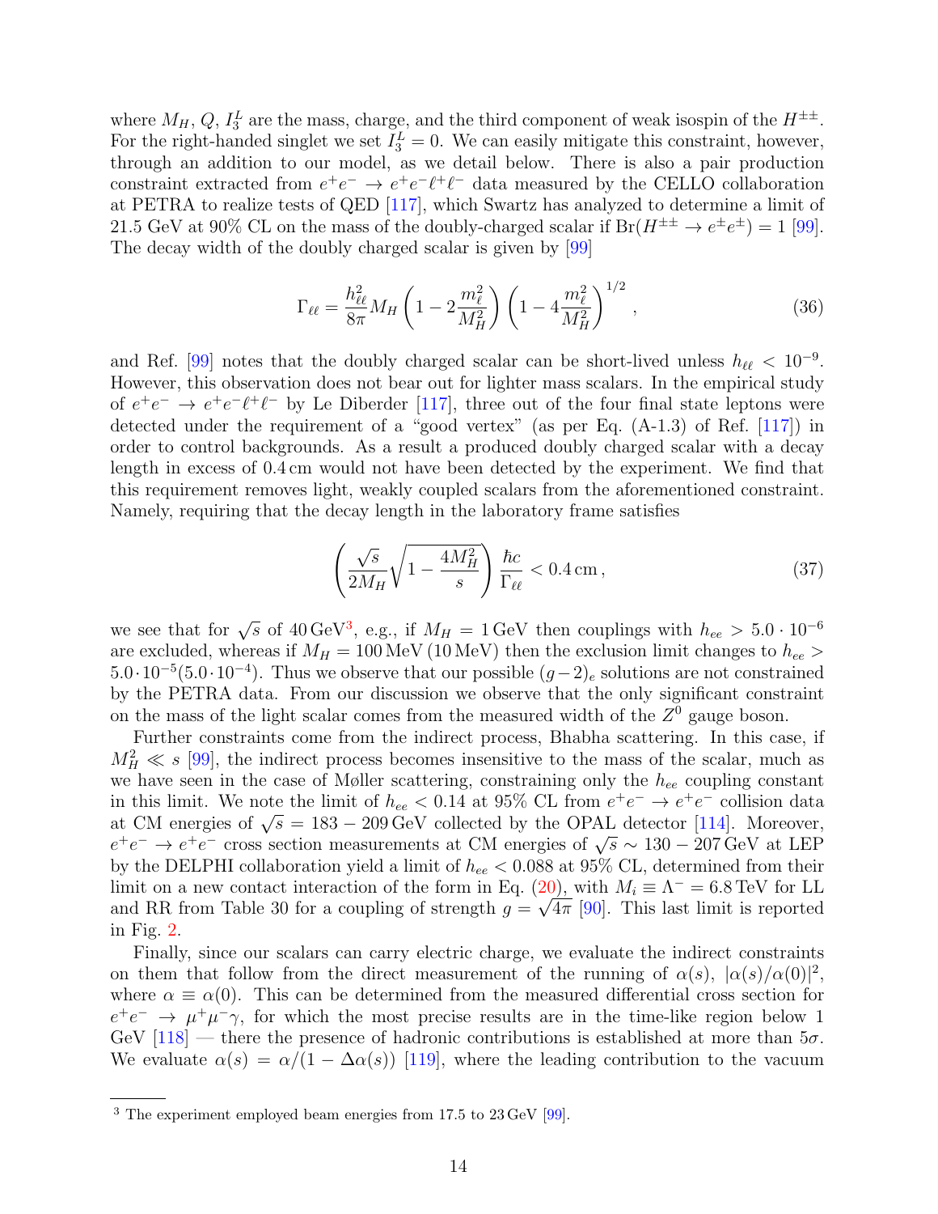where $M_H$, $Q$, $I_3^L$ are the mass, charge, and the third component of weak isospin of the $H^{\pm\pm}$. For the right-handed singlet we set $I_3^L = 0$. We can easily mitigate this constraint, however, through an addition to our model, as we detail below. There is also a pair production constraint extracted from $e^+e^- \to e^+e^-\ell^+\ell^-$ data measured by the CELLO collaboration at PETRA to realize tests of QED [117], which Swartz has analyzed to determine a limit of 21.5 GeV at 90% CL on the mass of the doubly-charged scalar if $\mathrm{Br}(H^{\pm\pm} \to e^\pm e^\pm) = 1$ [99]. The decay width of the doubly charged scalar is given by [99]

$$\Gamma_{\ell\ell} = \frac{h_{\ell\ell}^2}{8\pi} M_H \left(1 - 2\frac{m_\ell^2}{M_H^2}\right)\left(1 - 4\frac{m_\ell^2}{M_H^2}\right)^{1/2}, \tag{36}$$

and Ref. [99] notes that the doubly charged scalar can be short-lived unless $h_{\ell\ell} < 10^{-9}$. However, this observation does not bear out for lighter mass scalars. In the empirical study of $e^+e^- \to e^+e^-\ell^+\ell^-$ by Le Diberder [117], three out of the four final state leptons were detected under the requirement of a "good vertex" (as per Eq. (A-1.3) of Ref. [117]) in order to control backgrounds. As a result a produced doubly charged scalar with a decay length in excess of 0.4 cm would not have been detected by the experiment. We find that this requirement removes light, weakly coupled scalars from the aforementioned constraint. Namely, requiring that the decay length in the laboratory frame satisfies

$$\left(\frac{\sqrt{s}}{2M_H}\sqrt{1 - \frac{4M_H^2}{s}}\right)\frac{\hbar c}{\Gamma_{\ell\ell}} < 0.4\,\mathrm{cm}, \tag{37}$$

we see that for $\sqrt{s}$ of 40 GeV[3], e.g., if $M_H = 1\,\mathrm{GeV}$ then couplings with $h_{ee} > 5.0 \cdot 10^{-6}$ are excluded, whereas if $M_H = 100\,\mathrm{MeV}$ (10 MeV) then the exclusion limit changes to $h_{ee} > 5.0 \cdot 10^{-5} (5.0 \cdot 10^{-4})$. Thus we observe that our possible $(g-2)_e$ solutions are not constrained by the PETRA data. From our discussion we observe that the only significant constraint on the mass of the light scalar comes from the measured width of the $Z^0$ gauge boson.

Further constraints come from the indirect process, Bhabha scattering. In this case, if $M_H^2 \ll s$ [99], the indirect process becomes insensitive to the mass of the scalar, much as we have seen in the case of Møller scattering, constraining only the $h_{ee}$ coupling constant in this limit. We note the limit of $h_{ee} < 0.14$ at 95% CL from $e^+e^- \to e^+e^-$ collision data at CM energies of $\sqrt{s} = 183 - 209\,\mathrm{GeV}$ collected by the OPAL detector [114]. Moreover, $e^+e^- \to e^+e^-$ cross section measurements at CM energies of $\sqrt{s} \sim 130 - 207\,\mathrm{GeV}$ at LEP by the DELPHI collaboration yield a limit of $h_{ee} < 0.088$ at 95% CL, determined from their limit on a new contact interaction of the form in Eq. (20), with $M_i \equiv \Lambda^- = 6.8\,\mathrm{TeV}$ for LL and RR from Table 30 for a coupling of strength $g = \sqrt{4\pi}$ [90]. This last limit is reported in Fig. 2.

Finally, since our scalars can carry electric charge, we evaluate the indirect constraints on them that follow from the direct measurement of the running of $\alpha(s)$, $|\alpha(s)/\alpha(0)|^2$, where $\alpha \equiv \alpha(0)$. This can be determined from the measured differential cross section for $e^+e^- \to \mu^+\mu^-\gamma$, for which the most precise results are in the time-like region below 1 GeV [118] — there the presence of hadronic contributions is established at more than $5\sigma$. We evaluate $\alpha(s) = \alpha/(1 - \Delta\alpha(s))$ [119], where the leading contribution to the vacuum

[3] The experiment employed beam energies from 17.5 to 23 GeV [99].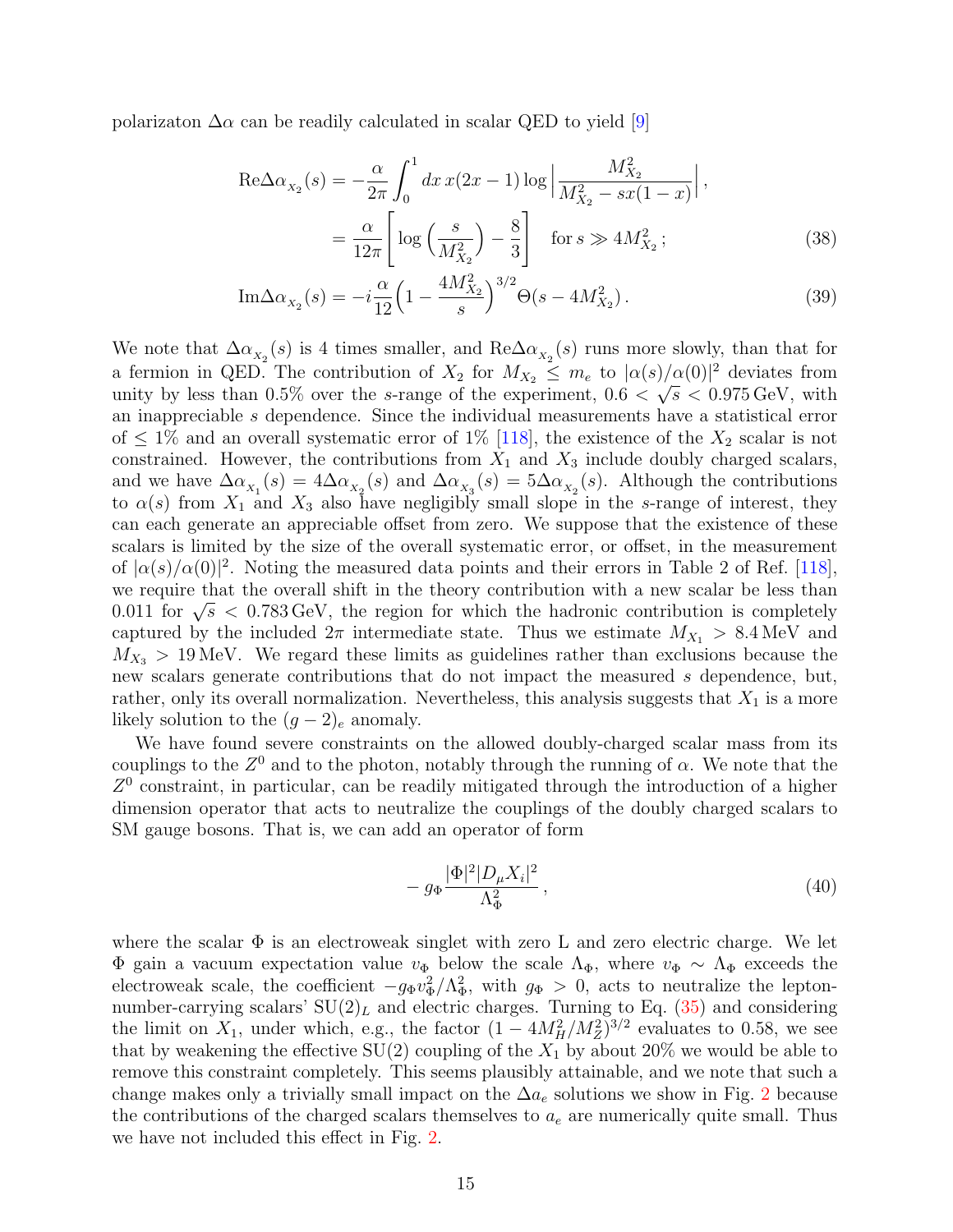polarizaton $\Delta\alpha$ can be readily calculated in scalar QED to yield [9]

$$
\begin{aligned}
\mathrm{Re}\Delta\alpha_{_{X_2}}(s) &= -\frac{\alpha}{2\pi}\int_0^1 dx\, x(2x-1)\log\Big|\frac{M_{X_2}^2}{M_{X_2}^2 - sx(1-x)}\Big|\,, \\
&= \frac{\alpha}{12\pi}\left[\log\Big(\frac{s}{M_{X_2}^2}\Big) - \frac{8}{3}\right] \quad \text{for } s \gg 4M_{X_2}^2\,; \qquad (38)
\end{aligned}
$$

$$
\mathrm{Im}\Delta\alpha_{_{X_2}}(s) = -i\frac{\alpha}{12}\Big(1-\frac{4M_{X_2}^2}{s}\Big)^{3/2}\Theta(s-4M_{X_2}^2)\,. \qquad (39)
$$

We note that $\Delta\alpha_{_{X_2}}(s)$ is 4 times smaller, and $\mathrm{Re}\Delta\alpha_{_{X_2}}(s)$ runs more slowly, than that for a fermion in QED. The contribution of $X_2$ for $M_{X_2} \le m_e$ to $|\alpha(s)/\alpha(0)|^2$ deviates from unity by less than 0.5% over the $s$-range of the experiment, $0.6 < \sqrt{s} < 0.975\,\mathrm{GeV}$, with an inappreciable $s$ dependence. Since the individual measurements have a statistical error of $\le 1\%$ and an overall systematic error of 1% [118], the existence of the $X_2$ scalar is not constrained. However, the contributions from $X_1$ and $X_3$ include doubly charged scalars, and we have $\Delta\alpha_{_{X_1}}(s) = 4\Delta\alpha_{_{X_2}}(s)$ and $\Delta\alpha_{_{X_3}}(s) = 5\Delta\alpha_{_{X_2}}(s)$. Although the contributions to $\alpha(s)$ from $X_1$ and $X_3$ also have negligibly small slope in the $s$-range of interest, they can each generate an appreciable offset from zero. We suppose that the existence of these scalars is limited by the size of the overall systematic error, or offset, in the measurement of $|\alpha(s)/\alpha(0)|^2$. Noting the measured data points and their errors in Table 2 of Ref. [118], we require that the overall shift in the theory contribution with a new scalar be less than 0.011 for $\sqrt{s} < 0.783\,\mathrm{GeV}$, the region for which the hadronic contribution is completely captured by the included $2\pi$ intermediate state. Thus we estimate $M_{X_1} > 8.4\,\mathrm{MeV}$ and $M_{X_3} > 19\,\mathrm{MeV}$. We regard these limits as guidelines rather than exclusions because the new scalars generate contributions that do not impact the measured $s$ dependence, but, rather, only its overall normalization. Nevertheless, this analysis suggests that $X_1$ is a more likely solution to the $(g-2)_e$ anomaly.

We have found severe constraints on the allowed doubly-charged scalar mass from its couplings to the $Z^0$ and to the photon, notably through the running of $\alpha$. We note that the $Z^0$ constraint, in particular, can be readily mitigated through the introduction of a higher dimension operator that acts to neutralize the couplings of the doubly charged scalars to SM gauge bosons. That is, we can add an operator of form

$$
-\,g_\Phi\frac{|\Phi|^2|D_\mu X_i|^2}{\Lambda_\Phi^2}\,, \qquad (40)
$$

where the scalar $\Phi$ is an electroweak singlet with zero L and zero electric charge. We let $\Phi$ gain a vacuum expectation value $v_\Phi$ below the scale $\Lambda_\Phi$, where $v_\Phi \sim \Lambda_\Phi$ exceeds the electroweak scale, the coefficient $-g_\Phi v_\Phi^2/\Lambda_\Phi^2$, with $g_\Phi > 0$, acts to neutralize the lepton-number-carrying scalars' $\mathrm{SU}(2)_L$ and electric charges. Turning to Eq. (35) and considering the limit on $X_1$, under which, e.g., the factor $(1-4M_H^2/M_Z^2)^{3/2}$ evaluates to 0.58, we see that by weakening the effective SU(2) coupling of the $X_1$ by about 20% we would be able to remove this constraint completely. This seems plausibly attainable, and we note that such a change makes only a trivially small impact on the $\Delta a_e$ solutions we show in Fig. 2 because the contributions of the charged scalars themselves to $a_e$ are numerically quite small. Thus we have not included this effect in Fig. 2.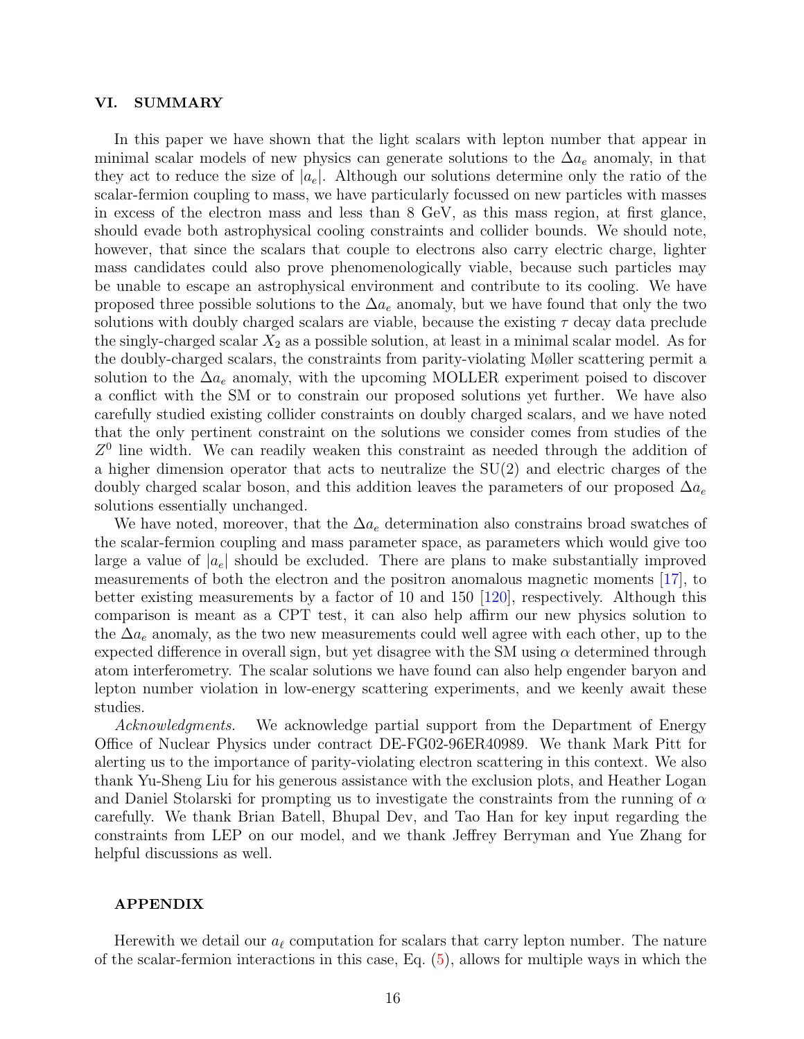## VI. SUMMARY

In this paper we have shown that the light scalars with lepton number that appear in minimal scalar models of new physics can generate solutions to the $\Delta a_e$ anomaly, in that they act to reduce the size of $|a_e|$. Although our solutions determine only the ratio of the scalar-fermion coupling to mass, we have particularly focussed on new particles with masses in excess of the electron mass and less than 8 GeV, as this mass region, at first glance, should evade both astrophysical cooling constraints and collider bounds. We should note, however, that since the scalars that couple to electrons also carry electric charge, lighter mass candidates could also prove phenomenologically viable, because such particles may be unable to escape an astrophysical environment and contribute to its cooling. We have proposed three possible solutions to the $\Delta a_e$ anomaly, but we have found that only the two solutions with doubly charged scalars are viable, because the existing $\tau$ decay data preclude the singly-charged scalar $X_2$ as a possible solution, at least in a minimal scalar model. As for the doubly-charged scalars, the constraints from parity-violating Møller scattering permit a solution to the $\Delta a_e$ anomaly, with the upcoming MOLLER experiment poised to discover a conflict with the SM or to constrain our proposed solutions yet further. We have also carefully studied existing collider constraints on doubly charged scalars, and we have noted that the only pertinent constraint on the solutions we consider comes from studies of the $Z^0$ line width. We can readily weaken this constraint as needed through the addition of a higher dimension operator that acts to neutralize the SU(2) and electric charges of the doubly charged scalar boson, and this addition leaves the parameters of our proposed $\Delta a_e$ solutions essentially unchanged.

We have noted, moreover, that the $\Delta a_e$ determination also constrains broad swatches of the scalar-fermion coupling and mass parameter space, as parameters which would give too large a value of $|a_e|$ should be excluded. There are plans to make substantially improved measurements of both the electron and the positron anomalous magnetic moments [17], to better existing measurements by a factor of 10 and 150 [120], respectively. Although this comparison is meant as a CPT test, it can also help affirm our new physics solution to the $\Delta a_e$ anomaly, as the two new measurements could well agree with each other, up to the expected difference in overall sign, but yet disagree with the SM using $\alpha$ determined through atom interferometry. The scalar solutions we have found can also help engender baryon and lepton number violation in low-energy scattering experiments, and we keenly await these studies.

*Acknowledgments.* We acknowledge partial support from the Department of Energy Office of Nuclear Physics under contract DE-FG02-96ER40989. We thank Mark Pitt for alerting us to the importance of parity-violating electron scattering in this context. We also thank Yu-Sheng Liu for his generous assistance with the exclusion plots, and Heather Logan and Daniel Stolarski for prompting us to investigate the constraints from the running of $\alpha$ carefully. We thank Brian Batell, Bhupal Dev, and Tao Han for key input regarding the constraints from LEP on our model, and we thank Jeffrey Berryman and Yue Zhang for helpful discussions as well.

## APPENDIX

Herewith we detail our $a_\ell$ computation for scalars that carry lepton number. The nature of the scalar-fermion interactions in this case, Eq. (5), allows for multiple ways in which the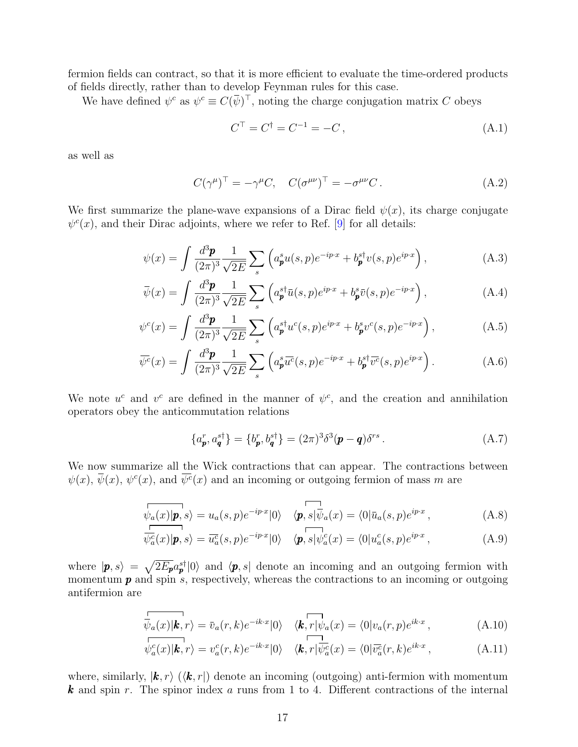fermion fields can contract, so that it is more efficient to evaluate the time-ordered products of fields directly, rather than to develop Feynman rules for this case.

We have defined $\psi^c$ as $\psi^c \equiv C(\overline{\psi})^\top$, noting the charge conjugation matrix $C$ obeys

$$C^\top = C^\dagger = C^{-1} = -C\,, \tag{A.1}$$

as well as

$$C(\gamma^\mu)^\top = -\gamma^\mu C, \quad C(\sigma^{\mu\nu})^\top = -\sigma^{\mu\nu} C\,. \tag{A.2}$$

We first summarize the plane-wave expansions of a Dirac field $\psi(x)$, its charge conjugate $\psi^c(x)$, and their Dirac adjoints, where we refer to Ref. [9] for all details:

$$\psi(x) = \int \frac{d^3\boldsymbol{p}}{(2\pi)^3}\frac{1}{\sqrt{2E}}\sum_s \left(a^s_{\boldsymbol{p}} u(s,p) e^{-ip\cdot x} + b^{s\dagger}_{\boldsymbol{p}} v(s,p) e^{ip\cdot x}\right), \tag{A.3}$$

$$\overline{\psi}(x) = \int \frac{d^3\boldsymbol{p}}{(2\pi)^3}\frac{1}{\sqrt{2E}}\sum_s \left(a^{s\dagger}_{\boldsymbol{p}} \bar{u}(s,p) e^{ip\cdot x} + b^{s}_{\boldsymbol{p}} \bar{v}(s,p) e^{-ip\cdot x}\right), \tag{A.4}$$

$$\psi^c(x) = \int \frac{d^3\boldsymbol{p}}{(2\pi)^3}\frac{1}{\sqrt{2E}}\sum_s \left(a^{s\dagger}_{\boldsymbol{p}} u^c(s,p) e^{ip\cdot x} + b^{s}_{\boldsymbol{p}} v^c(s,p) e^{-ip\cdot x}\right), \tag{A.5}$$

$$\overline{\psi^c}(x) = \int \frac{d^3\boldsymbol{p}}{(2\pi)^3}\frac{1}{\sqrt{2E}}\sum_s \left(a^{s}_{\boldsymbol{p}} \overline{u^c}(s,p) e^{-ip\cdot x} + b^{s\dagger}_{\boldsymbol{p}} \overline{v^c}(s,p) e^{ip\cdot x}\right). \tag{A.6}$$

We note $u^c$ and $v^c$ are defined in the manner of $\psi^c$, and the creation and annihilation operators obey the anticommutation relations

$$\{a^r_{\boldsymbol{p}}, a^{s\dagger}_{\boldsymbol{q}}\} = \{b^r_{\boldsymbol{p}}, b^{s\dagger}_{\boldsymbol{q}}\} = (2\pi)^3 \delta^3(\boldsymbol{p}-\boldsymbol{q})\delta^{rs}\,. \tag{A.7}$$

We now summarize all the Wick contractions that can appear. The contractions between $\psi(x)$, $\overline{\psi}(x)$, $\psi^c(x)$, and $\overline{\psi^c}(x)$ and an incoming or outgoing fermion of mass $m$ are

$$\overbrace{\psi_a(x)|\boldsymbol{p}}, s\rangle = u_a(s,p)e^{-ip\cdot x}|0\rangle \quad \langle \boldsymbol{p}, \overbrace{s|\overline{\psi}_a}(x) = \langle 0|\bar{u}_a(s,p)e^{ip\cdot x}\,, \tag{A.8}$$

$$\overbrace{\overline{\psi^c_a}(x)|\boldsymbol{p}}, s\rangle = \overline{u^c_a}(s,p)e^{-ip\cdot x}|0\rangle \quad \langle \boldsymbol{p}, \overbrace{s|\psi^c_a}(x) = \langle 0|u^c_a(s,p)e^{ip\cdot x}\,, \tag{A.9}$$

where $|\boldsymbol{p}, s\rangle = \sqrt{2E_{\boldsymbol{p}}}a^{s\dagger}_{\boldsymbol{p}}|0\rangle$ and $\langle \boldsymbol{p}, s|$ denote an incoming and an outgoing fermion with momentum $\boldsymbol{p}$ and spin $s$, respectively, whereas the contractions to an incoming or outgoing antifermion are

$$\overbrace{\overline{\psi}_a(x)|\boldsymbol{k}}, r\rangle = \bar{v}_a(r,k)e^{-ik\cdot x}|0\rangle \quad \langle \boldsymbol{k}, \overbrace{r|\psi_a}(x) = \langle 0|v_a(r,p)e^{ik\cdot x}\,, \tag{A.10}$$

$$\overbrace{\psi^c_a(x)|\boldsymbol{k}}, r\rangle = v^c_a(r,k)e^{-ik\cdot x}|0\rangle \quad \langle \boldsymbol{k}, \overbrace{r|\overline{\psi^c_a}}(x) = \langle 0|\overline{v^c_a}(r,k)e^{ik\cdot x}\,, \tag{A.11}$$

where, similarly, $|\boldsymbol{k}, r\rangle$ ($\langle \boldsymbol{k}, r|$) denote an incoming (outgoing) anti-fermion with momentum $\boldsymbol{k}$ and spin $r$. The spinor index $a$ runs from 1 to 4. Different contractions of the internal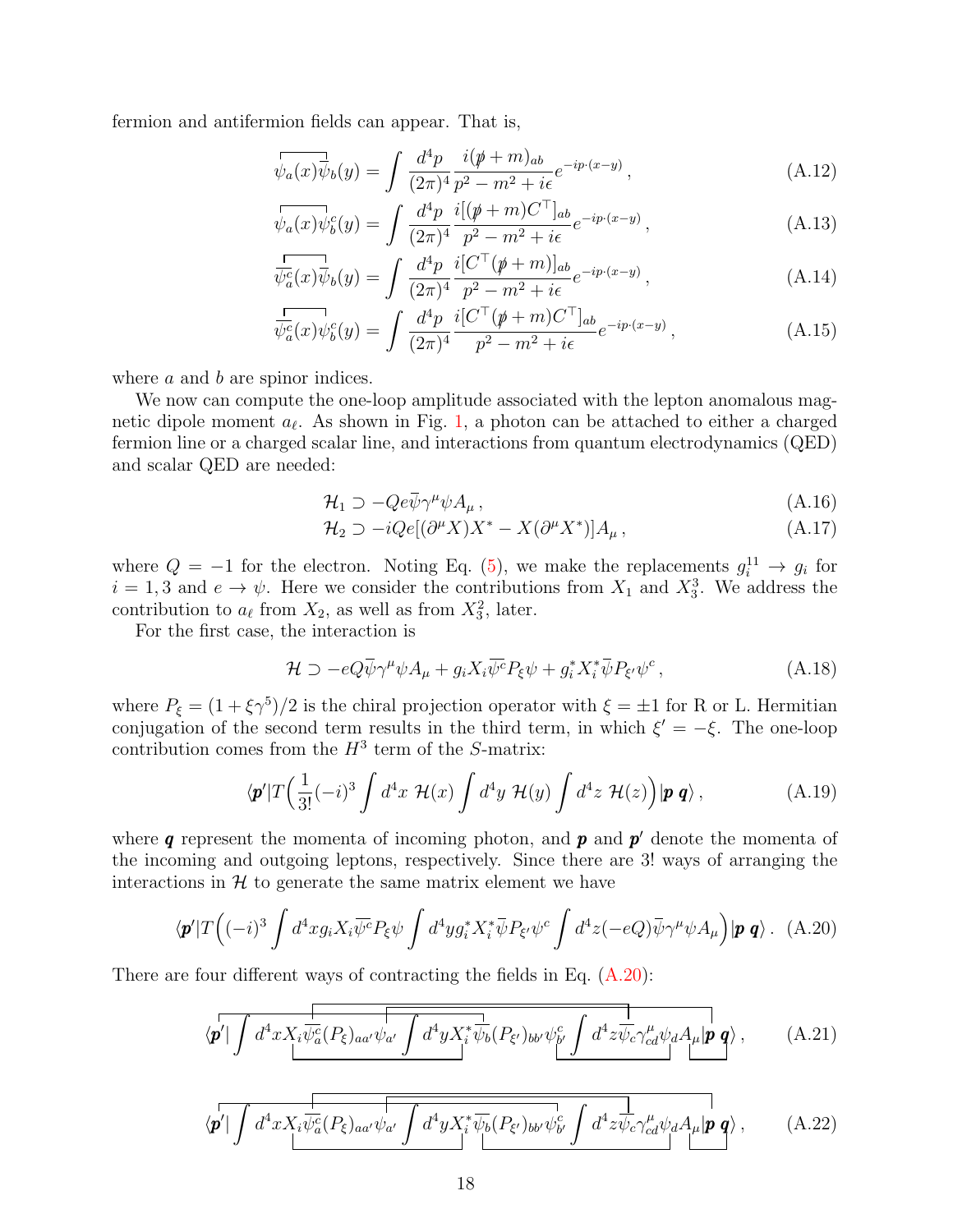fermion and antifermion fields can appear. That is,

$$\overline{\psi_a(x)\overline{\psi}_b}(y) = \int \frac{d^4p}{(2\pi)^4}\frac{i(\not{p}+m)_{ab}}{p^2-m^2+i\epsilon}e^{-ip\cdot(x-y)}\,, \tag{A.12}$$

$$\overline{\psi_a(x)\psi^c_b}(y) = \int \frac{d^4p}{(2\pi)^4}\frac{i[(\not{p}+m)C^\top]_{ab}}{p^2-m^2+i\epsilon}e^{-ip\cdot(x-y)}\,, \tag{A.13}$$

$$\overline{\overline{\psi^c_a}(x)\overline{\psi}_b}(y) = \int \frac{d^4p}{(2\pi)^4}\frac{i[C^\top(\not{p}+m)]_{ab}}{p^2-m^2+i\epsilon}e^{-ip\cdot(x-y)}\,, \tag{A.14}$$

$$\overline{\overline{\psi^c_a}(x)\psi^c_b}(y) = \int \frac{d^4p}{(2\pi)^4}\frac{i[C^\top(\not{p}+m)C^\top]_{ab}}{p^2-m^2+i\epsilon}e^{-ip\cdot(x-y)}\,, \tag{A.15}$$

where $a$ and $b$ are spinor indices.

We now can compute the one-loop amplitude associated with the lepton anomalous magnetic dipole moment $a_\ell$. As shown in Fig. 1, a photon can be attached to either a charged fermion line or a charged scalar line, and interactions from quantum electrodynamics (QED) and scalar QED are needed:

$$\mathcal{H}_1 \supset -Qe\overline{\psi}\gamma^\mu\psi A_\mu\,, \tag{A.16}$$

$$\mathcal{H}_2 \supset -iQe[(\partial^\mu X)X^* - X(\partial^\mu X^*)]A_\mu\,, \tag{A.17}$$

where $Q=-1$ for the electron. Noting Eq. (5), we make the replacements $g_i^{11}\to g_i$ for $i=1,3$ and $e\to\psi$. Here we consider the contributions from $X_1$ and $X_3^3$. We address the contribution to $a_\ell$ from $X_2$, as well as from $X_3^2$, later.

For the first case, the interaction is

$$\mathcal{H} \supset -eQ\overline{\psi}\gamma^\mu\psi A_\mu + g_iX_i\overline{\psi^c}P_\xi\psi + g_i^*X_i^*\overline{\psi}P_{\xi'}\psi^c\,, \tag{A.18}$$

where $P_\xi=(1+\xi\gamma^5)/2$ is the chiral projection operator with $\xi=\pm1$ for R or L. Hermitian conjugation of the second term results in the third term, in which $\xi'=-\xi$. The one-loop contribution comes from the $H^3$ term of the $S$-matrix:

$$\langle\boldsymbol{p}'|T\Big(\frac{1}{3!}(-i)^3\int d^4x\;\mathcal{H}(x)\int d^4y\;\mathcal{H}(y)\int d^4z\;\mathcal{H}(z)\Big)|\boldsymbol{p}\;\boldsymbol{q}\rangle\,, \tag{A.19}$$

where $\boldsymbol{q}$ represent the momenta of incoming photon, and $\boldsymbol{p}$ and $\boldsymbol{p}'$ denote the momenta of the incoming and outgoing leptons, respectively. Since there are 3! ways of arranging the interactions in $\mathcal{H}$ to generate the same matrix element we have

$$\langle\boldsymbol{p}'|T\Big((-i)^3\int d^4xg_iX_i\overline{\psi^c}P_\xi\psi\int d^4yg_i^*X_i^*\overline{\psi}P_{\xi'}\psi^c\int d^4z(-eQ)\overline{\psi}\gamma^\mu\psi A_\mu\Big)|\boldsymbol{p}\;\boldsymbol{q}\rangle\,. \tag{A.20}$$

There are four different ways of contracting the fields in Eq. (A.20):

$$\langle\boldsymbol{p}'|\int d^4xX_i\overline{\psi^c_a}(P_\xi)_{aa'}\psi_{a'}\int d^4yX_i^*\overline{\psi_b}(P_{\xi'})_{bb'}\psi^c_{b'}\int d^4z\overline{\psi_c}\gamma^\mu_{cd}\psi_dA_\mu|\boldsymbol{p}\;\boldsymbol{q}\rangle\,, \tag{A.21}$$

$$\langle\boldsymbol{p}'|\int d^4xX_i\overline{\psi^c_a}(P_\xi)_{aa'}\psi_{a'}\int d^4yX_i^*\overline{\psi_b}(P_{\xi'})_{bb'}\psi^c_{b'}\int d^4z\overline{\psi_c}\gamma^\mu_{cd}\psi_dA_\mu|\boldsymbol{p}\;\boldsymbol{q}\rangle\,, \tag{A.22}$$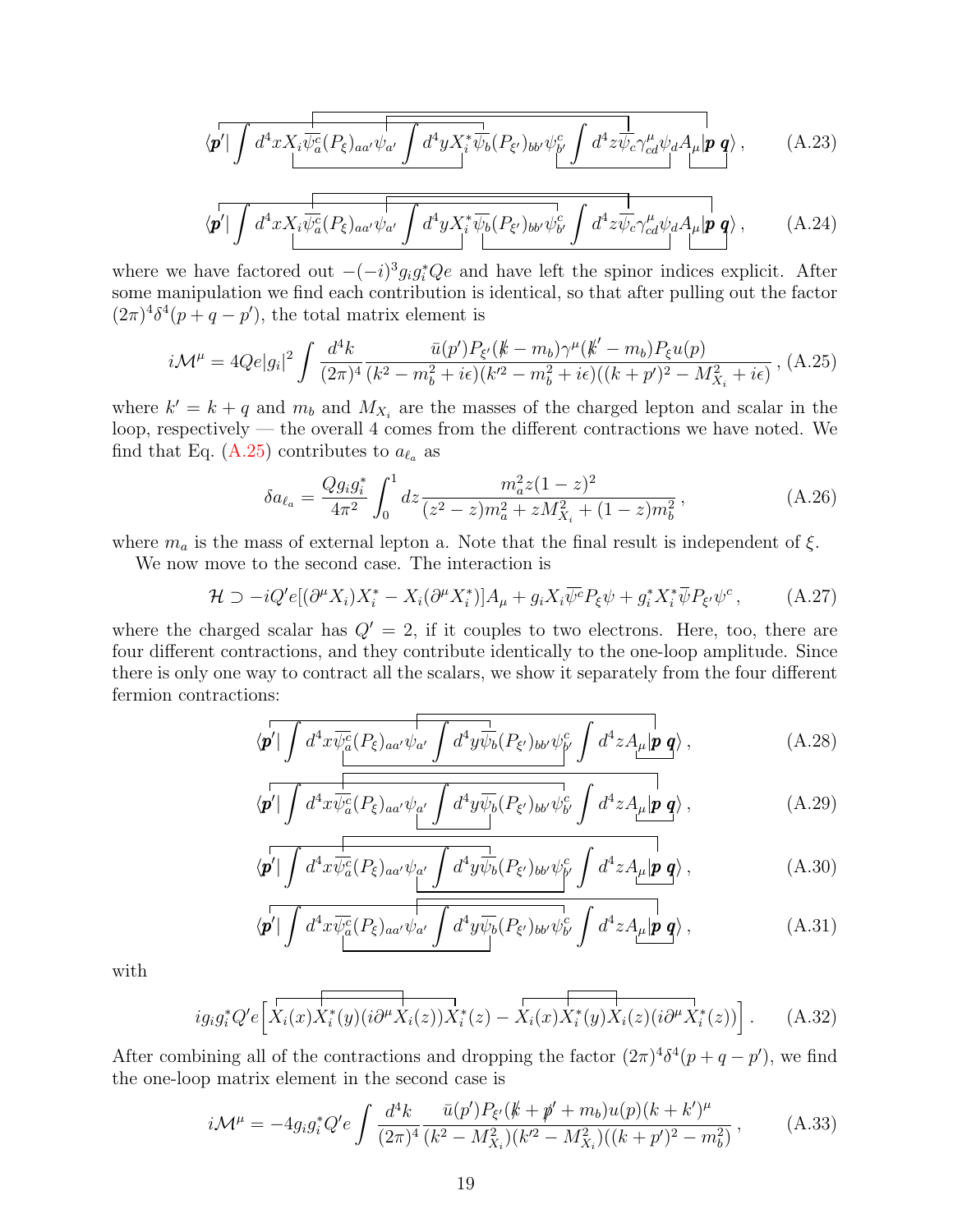$$\langle \boldsymbol{p}'| \int d^4x X_i \overline{\psi^c_a}(P_\xi)_{aa'}\psi_{a'} \int d^4y X_i^* \overline{\psi_b}(P_{\xi'})_{bb'}\psi^c_{b'} \int d^4z \overline{\psi_c}\gamma^\mu_{cd}\psi_d A_\mu |\boldsymbol{p}\, \boldsymbol{q}\rangle\,, \tag{A.23}$$

$$\langle \boldsymbol{p}'| \int d^4x X_i \overline{\psi^c_a}(P_\xi)_{aa'}\psi_{a'} \int d^4y X_i^* \overline{\psi_b}(P_{\xi'})_{bb'}\psi^c_{b'} \int d^4z \overline{\psi_c}\gamma^\mu_{cd}\psi_d A_\mu |\boldsymbol{p}\, \boldsymbol{q}\rangle\,, \tag{A.24}$$

where we have factored out $-(-i)^3 g_i g_i^* Qe$ and have left the spinor indices explicit. After some manipulation we find each contribution is identical, so that after pulling out the factor $(2\pi)^4\delta^4(p+q-p')$, the total matrix element is

$$i\mathcal{M}^\mu = 4Qe|g_i|^2 \int \frac{d^4k}{(2\pi)^4} \frac{\bar{u}(p')P_{\xi'}(\not{k}-m_b)\gamma^\mu(\not{k}'-m_b)P_\xi u(p)}{(k^2-m_b^2+i\epsilon)(k'^2-m_b^2+i\epsilon)((k+p')^2-M_{X_i}^2+i\epsilon)}\,, \tag{A.25}$$

where $k' = k+q$ and $m_b$ and $M_{X_i}$ are the masses of the charged lepton and scalar in the loop, respectively — the overall 4 comes from the different contractions we have noted. We find that Eq. (A.25) contributes to $a_{\ell_a}$ as

$$\delta a_{\ell_a} = \frac{Q g_i g_i^*}{4\pi^2} \int_0^1 dz \frac{m_a^2 z(1-z)^2}{(z^2-z)m_a^2 + zM_{X_i}^2 + (1-z)m_b^2}\,, \tag{A.26}$$

where $m_a$ is the mass of external lepton a. Note that the final result is independent of $\xi$.

We now move to the second case. The interaction is

$$\mathcal{H} \supset -iQ'e[(\partial^\mu X_i)X_i^* - X_i(\partial^\mu X_i^*)]A_\mu + g_i X_i \overline{\psi^c}P_\xi\psi + g_i^* X_i^* \overline{\psi}P_{\xi'}\psi^c\,, \tag{A.27}$$

where the charged scalar has $Q' = 2$, if it couples to two electrons. Here, too, there are four different contractions, and they contribute identically to the one-loop amplitude. Since there is only one way to contract all the scalars, we show it separately from the four different fermion contractions:

$$\langle \boldsymbol{p}'| \int d^4x \overline{\psi^c_a}(P_\xi)_{aa'}\psi_{a'} \int d^4y \overline{\psi_b}(P_{\xi'})_{bb'}\psi^c_{b'} \int d^4z A_\mu |\boldsymbol{p}\, \boldsymbol{q}\rangle\,, \tag{A.28}$$

$$\langle \boldsymbol{p}'| \int d^4x \overline{\psi^c_a}(P_\xi)_{aa'}\psi_{a'} \int d^4y \overline{\psi_b}(P_{\xi'})_{bb'}\psi^c_{b'} \int d^4z A_\mu |\boldsymbol{p}\, \boldsymbol{q}\rangle\,, \tag{A.29}$$

$$\langle \boldsymbol{p}'| \int d^4x \overline{\psi^c_a}(P_\xi)_{aa'}\psi_{a'} \int d^4y \overline{\psi_b}(P_{\xi'})_{bb'}\psi^c_{b'} \int d^4z A_\mu |\boldsymbol{p}\, \boldsymbol{q}\rangle\,, \tag{A.30}$$

$$\langle \boldsymbol{p}'| \int d^4x \overline{\psi^c_a}(P_\xi)_{aa'}\psi_{a'} \int d^4y \overline{\psi_b}(P_{\xi'})_{bb'}\psi^c_{b'} \int d^4z A_\mu |\boldsymbol{p}\, \boldsymbol{q}\rangle\,, \tag{A.31}$$

with

$$i g_i g_i^* Q' e\Big[X_i(x)X_i^*(y)(i\partial^\mu X_i(z))X_i^*(z) - X_i(x)X_i^*(y)X_i(z)(i\partial^\mu X_i^*(z))\Big]\,. \tag{A.32}$$

After combining all of the contractions and dropping the factor $(2\pi)^4\delta^4(p+q-p')$, we find the one-loop matrix element in the second case is

$$i\mathcal{M}^\mu = -4 g_i g_i^* Q' e \int \frac{d^4k}{(2\pi)^4} \frac{\bar{u}(p')P_{\xi'}(\not{k}+\not{p}'+m_b)u(p)(k+k')^\mu}{(k^2-M_{X_i}^2)(k'^2-M_{X_i}^2)((k+p')^2-m_b^2)}\,, \tag{A.33}$$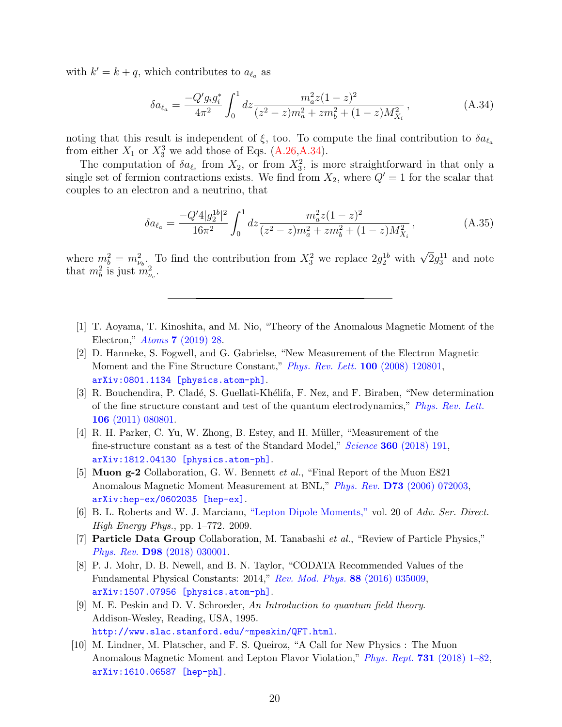with $k' = k + q$, which contributes to $a_{\ell_a}$ as

$$\delta a_{\ell_a} = \frac{-Q' g_i g_i^*}{4\pi^2} \int_0^1 dz \frac{m_a^2 z(1-z)^2}{(z^2 - z)m_a^2 + z m_b^2 + (1-z)M_{X_i}^2}\,, \tag{A.34}$$

noting that this result is independent of $\xi$, too. To compute the final contribution to $\delta a_{\ell_a}$ from either $X_1$ or $X_3^3$ we add those of Eqs. (A.26,A.34).

The computation of $\delta a_{\ell_e}$ from $X_2$, or from $X_3^2$, is more straightforward in that only a single set of fermion contractions exists. We find from $X_2$, where $Q' = 1$ for the scalar that couples to an electron and a neutrino, that

$$\delta a_{\ell_a} = \frac{-Q' 4|g_2^{1b}|^2}{16\pi^2} \int_0^1 dz \frac{m_a^2 z(1-z)^2}{(z^2 - z)m_a^2 + z m_b^2 + (1-z)M_{X_i}^2}\,, \tag{A.35}$$

where $m_b^2 = m_{\nu_b}^2$. To find the contribution from $X_3^2$ we replace $2g_2^{1b}$ with $\sqrt{2}g_3^{11}$ and note that $m_b^2$ is just $m_{\nu_e}^2$.

---

[1] T. Aoyama, T. Kinoshita, and M. Nio, "Theory of the Anomalous Magnetic Moment of the Electron," *Atoms* **7** (2019) 28.

[2] D. Hanneke, S. Fogwell, and G. Gabrielse, "New Measurement of the Electron Magnetic Moment and the Fine Structure Constant," *Phys. Rev. Lett.* **100** (2008) 120801, arXiv:0801.1134 [physics.atom-ph].

[3] R. Bouchendira, P. Cladé, S. Guellati-Khélifa, F. Nez, and F. Biraben, "New determination of the fine structure constant and test of the quantum electrodynamics," *Phys. Rev. Lett.* **106** (2011) 080801.

[4] R. H. Parker, C. Yu, W. Zhong, B. Estey, and H. Müller, "Measurement of the fine-structure constant as a test of the Standard Model," *Science* **360** (2018) 191, arXiv:1812.04130 [physics.atom-ph].

[5] **Muon g-2** Collaboration, G. W. Bennett *et al.*, "Final Report of the Muon E821 Anomalous Magnetic Moment Measurement at BNL," *Phys. Rev.* **D73** (2006) 072003, arXiv:hep-ex/0602035 [hep-ex].

[6] B. L. Roberts and W. J. Marciano, "Lepton Dipole Moments," vol. 20 of *Adv. Ser. Direct. High Energy Phys.*, pp. 1–772. 2009.

[7] **Particle Data Group** Collaboration, M. Tanabashi *et al.*, "Review of Particle Physics," *Phys. Rev.* **D98** (2018) 030001.

[8] P. J. Mohr, D. B. Newell, and B. N. Taylor, "CODATA Recommended Values of the Fundamental Physical Constants: 2014," *Rev. Mod. Phys.* **88** (2016) 035009, arXiv:1507.07956 [physics.atom-ph].

[9] M. E. Peskin and D. V. Schroeder, *An Introduction to quantum field theory.* Addison-Wesley, Reading, USA, 1995. http://www.slac.stanford.edu/~mpeskin/QFT.html.

[10] M. Lindner, M. Platscher, and F. S. Queiroz, "A Call for New Physics : The Muon Anomalous Magnetic Moment and Lepton Flavor Violation," *Phys. Rept.* **731** (2018) 1–82, arXiv:1610.06587 [hep-ph].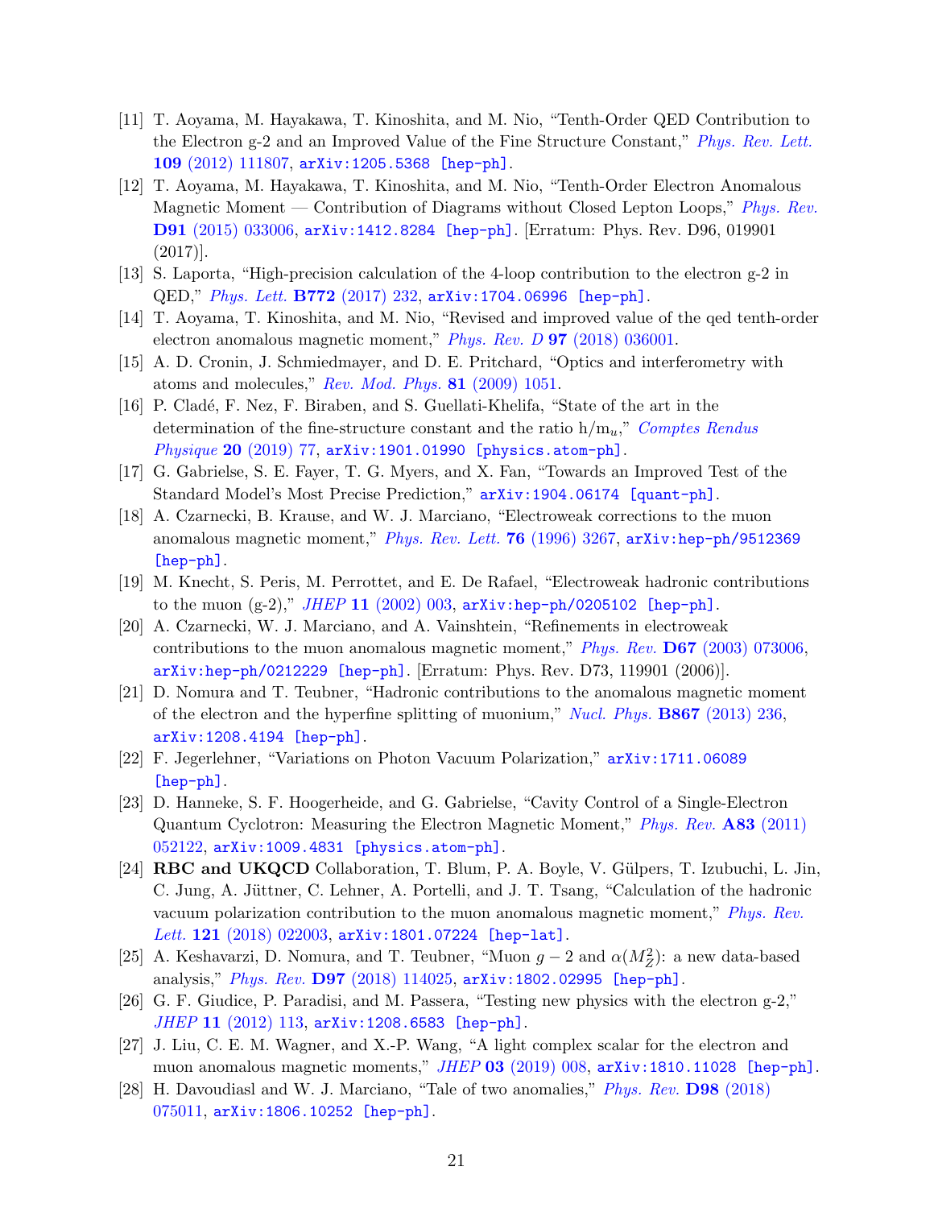[11] T. Aoyama, M. Hayakawa, T. Kinoshita, and M. Nio, "Tenth-Order QED Contribution to the Electron g-2 and an Improved Value of the Fine Structure Constant," *Phys. Rev. Lett.* **109** (2012) 111807, arXiv:1205.5368 [hep-ph].

[12] T. Aoyama, M. Hayakawa, T. Kinoshita, and M. Nio, "Tenth-Order Electron Anomalous Magnetic Moment — Contribution of Diagrams without Closed Lepton Loops," *Phys. Rev.* **D91** (2015) 033006, arXiv:1412.8284 [hep-ph]. [Erratum: Phys. Rev. D96, 019901 (2017)].

[13] S. Laporta, "High-precision calculation of the 4-loop contribution to the electron g-2 in QED," *Phys. Lett.* **B772** (2017) 232, arXiv:1704.06996 [hep-ph].

[14] T. Aoyama, T. Kinoshita, and M. Nio, "Revised and improved value of the qed tenth-order electron anomalous magnetic moment," *Phys. Rev. D* **97** (2018) 036001.

[15] A. D. Cronin, J. Schmiedmayer, and D. E. Pritchard, "Optics and interferometry with atoms and molecules," *Rev. Mod. Phys.* **81** (2009) 1051.

[16] P. Cladé, F. Nez, F. Biraben, and S. Guellati-Khelifa, "State of the art in the determination of the fine-structure constant and the ratio $h/m_u$," *Comptes Rendus Physique* **20** (2019) 77, arXiv:1901.01990 [physics.atom-ph].

[17] G. Gabrielse, S. E. Fayer, T. G. Myers, and X. Fan, "Towards an Improved Test of the Standard Model's Most Precise Prediction," arXiv:1904.06174 [quant-ph].

[18] A. Czarnecki, B. Krause, and W. J. Marciano, "Electroweak corrections to the muon anomalous magnetic moment," *Phys. Rev. Lett.* **76** (1996) 3267, arXiv:hep-ph/9512369 [hep-ph].

[19] M. Knecht, S. Peris, M. Perrottet, and E. De Rafael, "Electroweak hadronic contributions to the muon (g-2)," *JHEP* **11** (2002) 003, arXiv:hep-ph/0205102 [hep-ph].

[20] A. Czarnecki, W. J. Marciano, and A. Vainshtein, "Refinements in electroweak contributions to the muon anomalous magnetic moment," *Phys. Rev.* **D67** (2003) 073006, arXiv:hep-ph/0212229 [hep-ph]. [Erratum: Phys. Rev. D73, 119901 (2006)].

[21] D. Nomura and T. Teubner, "Hadronic contributions to the anomalous magnetic moment of the electron and the hyperfine splitting of muonium," *Nucl. Phys.* **B867** (2013) 236, arXiv:1208.4194 [hep-ph].

[22] F. Jegerlehner, "Variations on Photon Vacuum Polarization," arXiv:1711.06089 [hep-ph].

[23] D. Hanneke, S. F. Hoogerheide, and G. Gabrielse, "Cavity Control of a Single-Electron Quantum Cyclotron: Measuring the Electron Magnetic Moment," *Phys. Rev.* **A83** (2011) 052122, arXiv:1009.4831 [physics.atom-ph].

[24] **RBC and UKQCD** Collaboration, T. Blum, P. A. Boyle, V. Gülpers, T. Izubuchi, L. Jin, C. Jung, A. Jüttner, C. Lehner, A. Portelli, and J. T. Tsang, "Calculation of the hadronic vacuum polarization contribution to the muon anomalous magnetic moment," *Phys. Rev. Lett.* **121** (2018) 022003, arXiv:1801.07224 [hep-lat].

[25] A. Keshavarzi, D. Nomura, and T. Teubner, "Muon $g-2$ and $\alpha(M_Z^2)$: a new data-based analysis," *Phys. Rev.* **D97** (2018) 114025, arXiv:1802.02995 [hep-ph].

[26] G. F. Giudice, P. Paradisi, and M. Passera, "Testing new physics with the electron g-2," *JHEP* **11** (2012) 113, arXiv:1208.6583 [hep-ph].

[27] J. Liu, C. E. M. Wagner, and X.-P. Wang, "A light complex scalar for the electron and muon anomalous magnetic moments," *JHEP* **03** (2019) 008, arXiv:1810.11028 [hep-ph].

[28] H. Davoudiasl and W. J. Marciano, "Tale of two anomalies," *Phys. Rev.* **D98** (2018) 075011, arXiv:1806.10252 [hep-ph].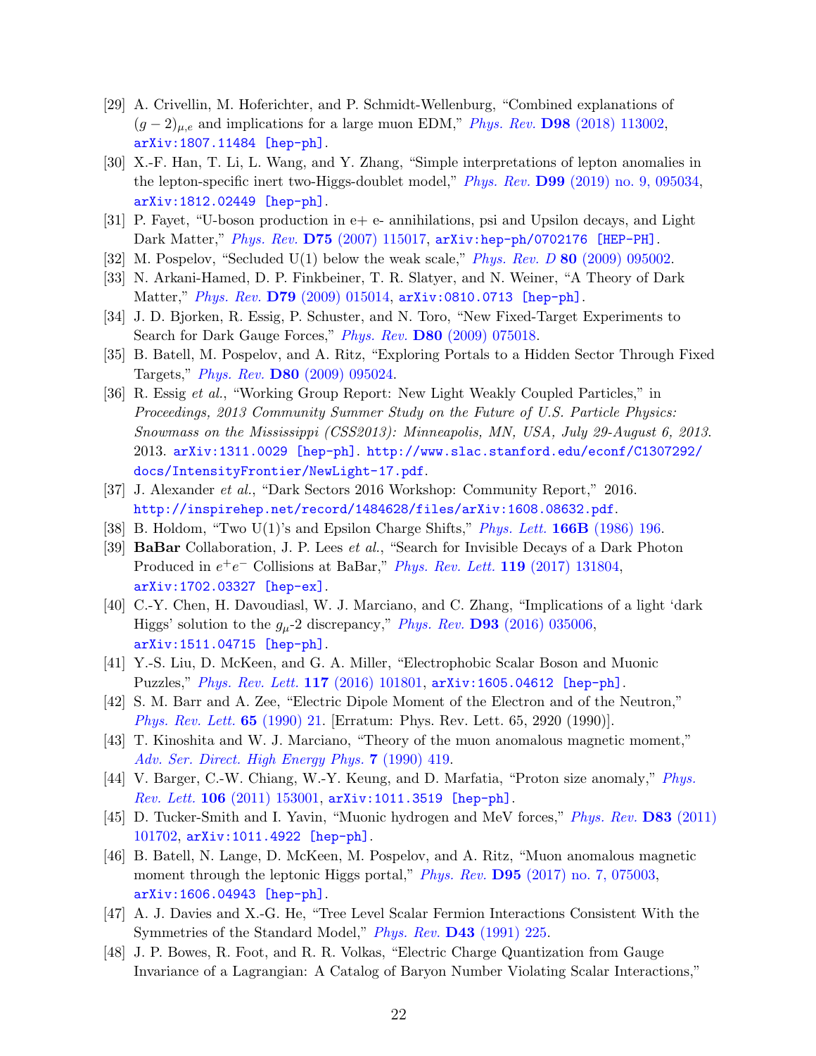[29] A. Crivellin, M. Hoferichter, and P. Schmidt-Wellenburg, "Combined explanations of $(g-2)_{\mu,e}$ and implications for a large muon EDM," *Phys. Rev.* **D98** (2018) 113002, arXiv:1807.11484 [hep-ph].

[30] X.-F. Han, T. Li, L. Wang, and Y. Zhang, "Simple interpretations of lepton anomalies in the lepton-specific inert two-Higgs-doublet model," *Phys. Rev.* **D99** (2019) no. 9, 095034, arXiv:1812.02449 [hep-ph].

[31] P. Fayet, "U-boson production in e+ e- annihilations, psi and Upsilon decays, and Light Dark Matter," *Phys. Rev.* **D75** (2007) 115017, arXiv:hep-ph/0702176 [HEP-PH].

[32] M. Pospelov, "Secluded U(1) below the weak scale," *Phys. Rev. D* **80** (2009) 095002.

[33] N. Arkani-Hamed, D. P. Finkbeiner, T. R. Slatyer, and N. Weiner, "A Theory of Dark Matter," *Phys. Rev.* **D79** (2009) 015014, arXiv:0810.0713 [hep-ph].

[34] J. D. Bjorken, R. Essig, P. Schuster, and N. Toro, "New Fixed-Target Experiments to Search for Dark Gauge Forces," *Phys. Rev.* **D80** (2009) 075018.

[35] B. Batell, M. Pospelov, and A. Ritz, "Exploring Portals to a Hidden Sector Through Fixed Targets," *Phys. Rev.* **D80** (2009) 095024.

[36] R. Essig *et al.*, "Working Group Report: New Light Weakly Coupled Particles," in *Proceedings, 2013 Community Summer Study on the Future of U.S. Particle Physics: Snowmass on the Mississippi (CSS2013): Minneapolis, MN, USA, July 29-August 6, 2013*. 2013. arXiv:1311.0029 [hep-ph]. http://www.slac.stanford.edu/econf/C1307292/docs/IntensityFrontier/NewLight-17.pdf.

[37] J. Alexander *et al.*, "Dark Sectors 2016 Workshop: Community Report," 2016. http://inspirehep.net/record/1484628/files/arXiv:1608.08632.pdf.

[38] B. Holdom, "Two U(1)'s and Epsilon Charge Shifts," *Phys. Lett.* **166B** (1986) 196.

[39] **BaBar** Collaboration, J. P. Lees *et al.*, "Search for Invisible Decays of a Dark Photon Produced in $e^+e^-$ Collisions at BaBar," *Phys. Rev. Lett.* **119** (2017) 131804, arXiv:1702.03327 [hep-ex].

[40] C.-Y. Chen, H. Davoudiasl, W. J. Marciano, and C. Zhang, "Implications of a light 'dark Higgs' solution to the $g_\mu$-2 discrepancy," *Phys. Rev.* **D93** (2016) 035006, arXiv:1511.04715 [hep-ph].

[41] Y.-S. Liu, D. McKeen, and G. A. Miller, "Electrophobic Scalar Boson and Muonic Puzzles," *Phys. Rev. Lett.* **117** (2016) 101801, arXiv:1605.04612 [hep-ph].

[42] S. M. Barr and A. Zee, "Electric Dipole Moment of the Electron and of the Neutron," *Phys. Rev. Lett.* **65** (1990) 21. [Erratum: Phys. Rev. Lett. 65, 2920 (1990)].

[43] T. Kinoshita and W. J. Marciano, "Theory of the muon anomalous magnetic moment," *Adv. Ser. Direct. High Energy Phys.* **7** (1990) 419.

[44] V. Barger, C.-W. Chiang, W.-Y. Keung, and D. Marfatia, "Proton size anomaly," *Phys. Rev. Lett.* **106** (2011) 153001, arXiv:1011.3519 [hep-ph].

[45] D. Tucker-Smith and I. Yavin, "Muonic hydrogen and MeV forces," *Phys. Rev.* **D83** (2011) 101702, arXiv:1011.4922 [hep-ph].

[46] B. Batell, N. Lange, D. McKeen, M. Pospelov, and A. Ritz, "Muon anomalous magnetic moment through the leptonic Higgs portal," *Phys. Rev.* **D95** (2017) no. 7, 075003, arXiv:1606.04943 [hep-ph].

[47] A. J. Davies and X.-G. He, "Tree Level Scalar Fermion Interactions Consistent With the Symmetries of the Standard Model," *Phys. Rev.* **D43** (1991) 225.

[48] J. P. Bowes, R. Foot, and R. R. Volkas, "Electric Charge Quantization from Gauge Invariance of a Lagrangian: A Catalog of Baryon Number Violating Scalar Interactions,"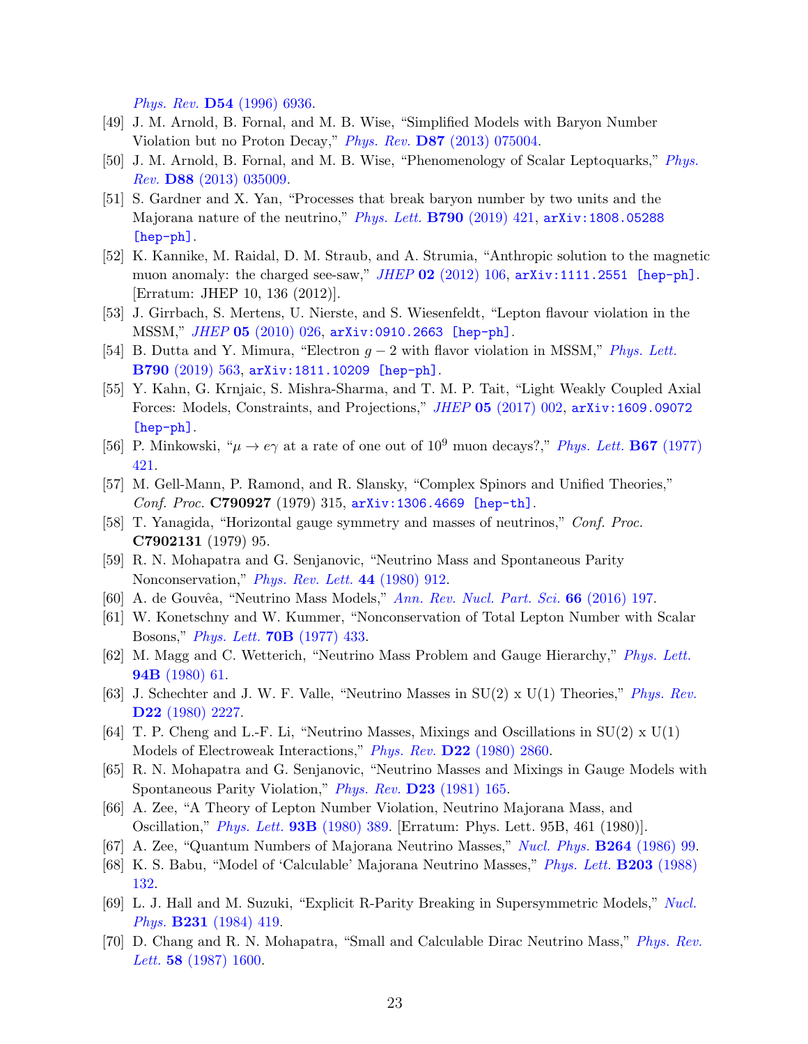*Phys. Rev.* **D54** (1996) 6936.

[49] J. M. Arnold, B. Fornal, and M. B. Wise, "Simplified Models with Baryon Number Violation but no Proton Decay," *Phys. Rev.* **D87** (2013) 075004.

[50] J. M. Arnold, B. Fornal, and M. B. Wise, "Phenomenology of Scalar Leptoquarks," *Phys. Rev.* **D88** (2013) 035009.

[51] S. Gardner and X. Yan, "Processes that break baryon number by two units and the Majorana nature of the neutrino," *Phys. Lett.* **B790** (2019) 421, `arXiv:1808.05288 [hep-ph]`.

[52] K. Kannike, M. Raidal, D. M. Straub, and A. Strumia, "Anthropic solution to the magnetic muon anomaly: the charged see-saw," *JHEP* **02** (2012) 106, `arXiv:1111.2551 [hep-ph]`. [Erratum: JHEP 10, 136 (2012)].

[53] J. Girrbach, S. Mertens, U. Nierste, and S. Wiesenfeldt, "Lepton flavour violation in the MSSM," *JHEP* **05** (2010) 026, `arXiv:0910.2663 [hep-ph]`.

[54] B. Dutta and Y. Mimura, "Electron $g-2$ with flavor violation in MSSM," *Phys. Lett.* **B790** (2019) 563, `arXiv:1811.10209 [hep-ph]`.

[55] Y. Kahn, G. Krnjaic, S. Mishra-Sharma, and T. M. P. Tait, "Light Weakly Coupled Axial Forces: Models, Constraints, and Projections," *JHEP* **05** (2017) 002, `arXiv:1609.09072 [hep-ph]`.

[56] P. Minkowski, "$\mu \to e\gamma$ at a rate of one out of $10^9$ muon decays?," *Phys. Lett.* **B67** (1977) 421.

[57] M. Gell-Mann, P. Ramond, and R. Slansky, "Complex Spinors and Unified Theories," *Conf. Proc.* **C790927** (1979) 315, `arXiv:1306.4669 [hep-th]`.

[58] T. Yanagida, "Horizontal gauge symmetry and masses of neutrinos," *Conf. Proc.* **C7902131** (1979) 95.

[59] R. N. Mohapatra and G. Senjanovic, "Neutrino Mass and Spontaneous Parity Nonconservation," *Phys. Rev. Lett.* **44** (1980) 912.

[60] A. de Gouvêa, "Neutrino Mass Models," *Ann. Rev. Nucl. Part. Sci.* **66** (2016) 197.

[61] W. Konetschny and W. Kummer, "Nonconservation of Total Lepton Number with Scalar Bosons," *Phys. Lett.* **70B** (1977) 433.

[62] M. Magg and C. Wetterich, "Neutrino Mass Problem and Gauge Hierarchy," *Phys. Lett.* **94B** (1980) 61.

[63] J. Schechter and J. W. F. Valle, "Neutrino Masses in SU(2) x U(1) Theories," *Phys. Rev.* **D22** (1980) 2227.

[64] T. P. Cheng and L.-F. Li, "Neutrino Masses, Mixings and Oscillations in SU(2) x U(1) Models of Electroweak Interactions," *Phys. Rev.* **D22** (1980) 2860.

[65] R. N. Mohapatra and G. Senjanovic, "Neutrino Masses and Mixings in Gauge Models with Spontaneous Parity Violation," *Phys. Rev.* **D23** (1981) 165.

[66] A. Zee, "A Theory of Lepton Number Violation, Neutrino Majorana Mass, and Oscillation," *Phys. Lett.* **93B** (1980) 389. [Erratum: Phys. Lett. 95B, 461 (1980)].

[67] A. Zee, "Quantum Numbers of Majorana Neutrino Masses," *Nucl. Phys.* **B264** (1986) 99.

[68] K. S. Babu, "Model of 'Calculable' Majorana Neutrino Masses," *Phys. Lett.* **B203** (1988) 132.

[69] L. J. Hall and M. Suzuki, "Explicit R-Parity Breaking in Supersymmetric Models," *Nucl. Phys.* **B231** (1984) 419.

[70] D. Chang and R. N. Mohapatra, "Small and Calculable Dirac Neutrino Mass," *Phys. Rev. Lett.* **58** (1987) 1600.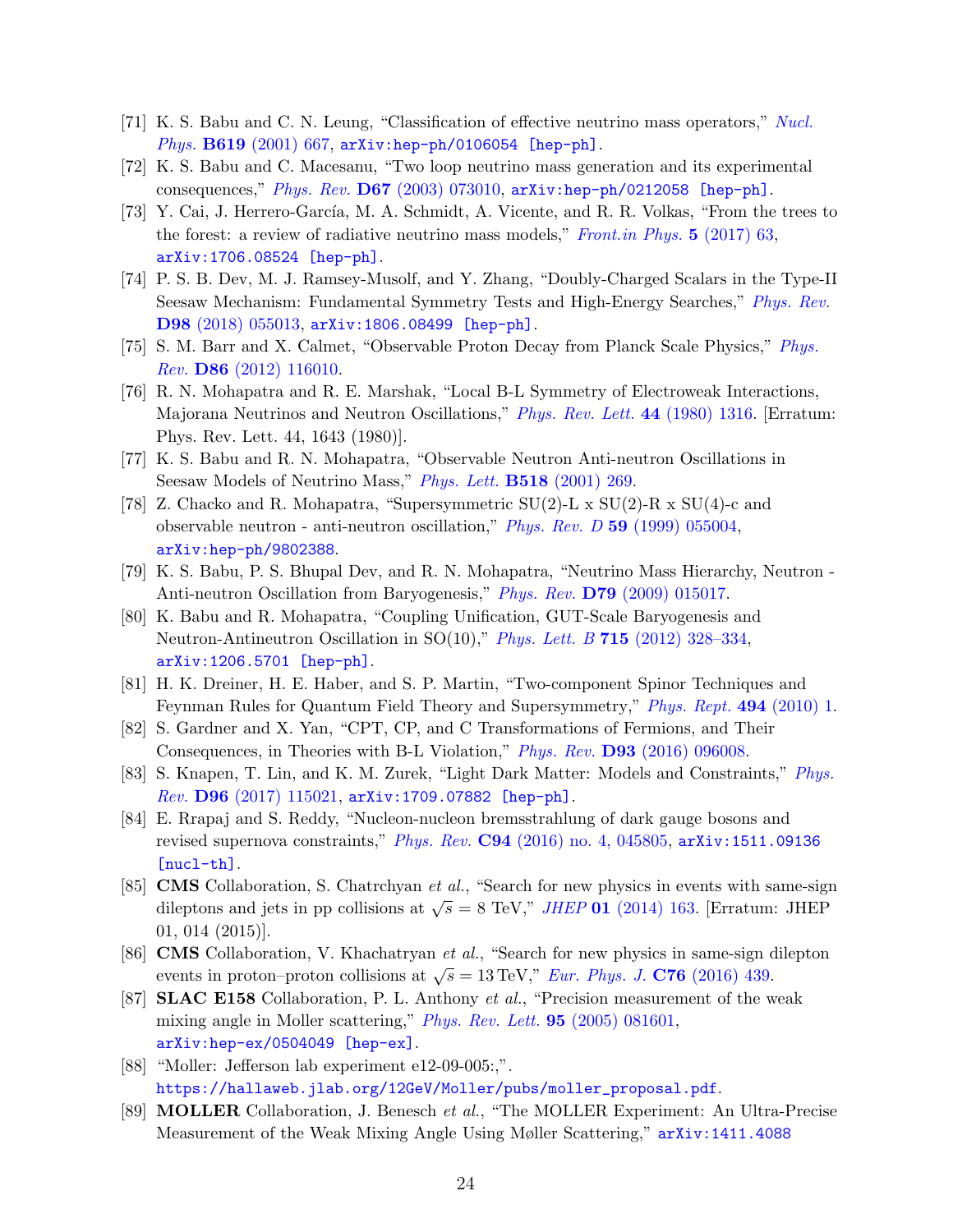[71] K. S. Babu and C. N. Leung, "Classification of effective neutrino mass operators," *Nucl. Phys.* **B619** (2001) 667, arXiv:hep-ph/0106054 [hep-ph].

[72] K. S. Babu and C. Macesanu, "Two loop neutrino mass generation and its experimental consequences," *Phys. Rev.* **D67** (2003) 073010, arXiv:hep-ph/0212058 [hep-ph].

[73] Y. Cai, J. Herrero-García, M. A. Schmidt, A. Vicente, and R. R. Volkas, "From the trees to the forest: a review of radiative neutrino mass models," *Front.in Phys.* **5** (2017) 63, arXiv:1706.08524 [hep-ph].

[74] P. S. B. Dev, M. J. Ramsey-Musolf, and Y. Zhang, "Doubly-Charged Scalars in the Type-II Seesaw Mechanism: Fundamental Symmetry Tests and High-Energy Searches," *Phys. Rev.* **D98** (2018) 055013, arXiv:1806.08499 [hep-ph].

[75] S. M. Barr and X. Calmet, "Observable Proton Decay from Planck Scale Physics," *Phys. Rev.* **D86** (2012) 116010.

[76] R. N. Mohapatra and R. E. Marshak, "Local B-L Symmetry of Electroweak Interactions, Majorana Neutrinos and Neutron Oscillations," *Phys. Rev. Lett.* **44** (1980) 1316. [Erratum: Phys. Rev. Lett. 44, 1643 (1980)].

[77] K. S. Babu and R. N. Mohapatra, "Observable Neutron Anti-neutron Oscillations in Seesaw Models of Neutrino Mass," *Phys. Lett.* **B518** (2001) 269.

[78] Z. Chacko and R. Mohapatra, "Supersymmetric SU(2)-L x SU(2)-R x SU(4)-c and observable neutron - anti-neutron oscillation," *Phys. Rev. D* **59** (1999) 055004, arXiv:hep-ph/9802388.

[79] K. S. Babu, P. S. Bhupal Dev, and R. N. Mohapatra, "Neutrino Mass Hierarchy, Neutron - Anti-neutron Oscillation from Baryogenesis," *Phys. Rev.* **D79** (2009) 015017.

[80] K. Babu and R. Mohapatra, "Coupling Unification, GUT-Scale Baryogenesis and Neutron-Antineutron Oscillation in SO(10)," *Phys. Lett. B* **715** (2012) 328–334, arXiv:1206.5701 [hep-ph].

[81] H. K. Dreiner, H. E. Haber, and S. P. Martin, "Two-component Spinor Techniques and Feynman Rules for Quantum Field Theory and Supersymmetry," *Phys. Rept.* **494** (2010) 1.

[82] S. Gardner and X. Yan, "CPT, CP, and C Transformations of Fermions, and Their Consequences, in Theories with B-L Violation," *Phys. Rev.* **D93** (2016) 096008.

[83] S. Knapen, T. Lin, and K. M. Zurek, "Light Dark Matter: Models and Constraints," *Phys. Rev.* **D96** (2017) 115021, arXiv:1709.07882 [hep-ph].

[84] E. Rrapaj and S. Reddy, "Nucleon-nucleon bremsstrahlung of dark gauge bosons and revised supernova constraints," *Phys. Rev.* **C94** (2016) no. 4, 045805, arXiv:1511.09136 [nucl-th].

[85] **CMS** Collaboration, S. Chatrchyan *et al.*, "Search for new physics in events with same-sign dileptons and jets in pp collisions at $\sqrt{s}$ = 8 TeV," *JHEP* **01** (2014) 163. [Erratum: JHEP 01, 014 (2015)].

[86] **CMS** Collaboration, V. Khachatryan *et al.*, "Search for new physics in same-sign dilepton events in proton–proton collisions at $\sqrt{s} = 13$ TeV," *Eur. Phys. J.* **C76** (2016) 439.

[87] **SLAC E158** Collaboration, P. L. Anthony *et al.*, "Precision measurement of the weak mixing angle in Moller scattering," *Phys. Rev. Lett.* **95** (2005) 081601, arXiv:hep-ex/0504049 [hep-ex].

[88] "Moller: Jefferson lab experiment e12-09-005:,". https://hallaweb.jlab.org/12GeV/Moller/pubs/moller_proposal.pdf.

[89] **MOLLER** Collaboration, J. Benesch *et al.*, "The MOLLER Experiment: An Ultra-Precise Measurement of the Weak Mixing Angle Using Møller Scattering," arXiv:1411.4088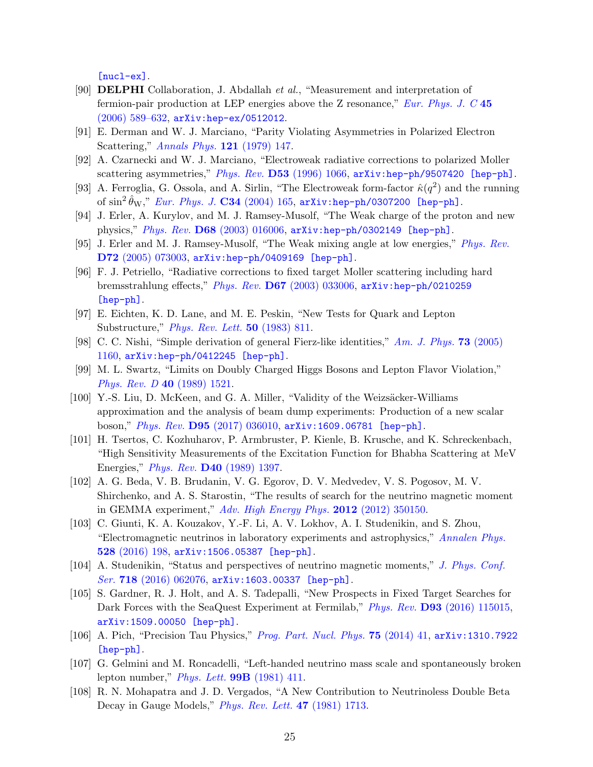[nucl-ex].

[90] **DELPHI** Collaboration, J. Abdallah *et al.*, "Measurement and interpretation of fermion-pair production at LEP energies above the Z resonance," *Eur. Phys. J. C* **45** (2006) 589–632, arXiv:hep-ex/0512012.

[91] E. Derman and W. J. Marciano, "Parity Violating Asymmetries in Polarized Electron Scattering," *Annals Phys.* **121** (1979) 147.

[92] A. Czarnecki and W. J. Marciano, "Electroweak radiative corrections to polarized Moller scattering asymmetries," *Phys. Rev.* **D53** (1996) 1066, arXiv:hep-ph/9507420 [hep-ph].

[93] A. Ferroglia, G. Ossola, and A. Sirlin, "The Electroweak form-factor $\hat{\kappa}(q^2)$ and the running of $\sin^2\hat{\theta}_{\rm W}$," *Eur. Phys. J.* **C34** (2004) 165, arXiv:hep-ph/0307200 [hep-ph].

[94] J. Erler, A. Kurylov, and M. J. Ramsey-Musolf, "The Weak charge of the proton and new physics," *Phys. Rev.* **D68** (2003) 016006, arXiv:hep-ph/0302149 [hep-ph].

[95] J. Erler and M. J. Ramsey-Musolf, "The Weak mixing angle at low energies," *Phys. Rev.* **D72** (2005) 073003, arXiv:hep-ph/0409169 [hep-ph].

[96] F. J. Petriello, "Radiative corrections to fixed target Moller scattering including hard bremsstrahlung effects," *Phys. Rev.* **D67** (2003) 033006, arXiv:hep-ph/0210259 [hep-ph].

[97] E. Eichten, K. D. Lane, and M. E. Peskin, "New Tests for Quark and Lepton Substructure," *Phys. Rev. Lett.* **50** (1983) 811.

[98] C. C. Nishi, "Simple derivation of general Fierz-like identities," *Am. J. Phys.* **73** (2005) 1160, arXiv:hep-ph/0412245 [hep-ph].

[99] M. L. Swartz, "Limits on Doubly Charged Higgs Bosons and Lepton Flavor Violation," *Phys. Rev. D* **40** (1989) 1521.

[100] Y.-S. Liu, D. McKeen, and G. A. Miller, "Validity of the Weizsäcker-Williams approximation and the analysis of beam dump experiments: Production of a new scalar boson," *Phys. Rev.* **D95** (2017) 036010, arXiv:1609.06781 [hep-ph].

[101] H. Tsertos, C. Kozhuharov, P. Armbruster, P. Kienle, B. Krusche, and K. Schreckenbach, "High Sensitivity Measurements of the Excitation Function for Bhabha Scattering at MeV Energies," *Phys. Rev.* **D40** (1989) 1397.

[102] A. G. Beda, V. B. Brudanin, V. G. Egorov, D. V. Medvedev, V. S. Pogosov, M. V. Shirchenko, and A. S. Starostin, "The results of search for the neutrino magnetic moment in GEMMA experiment," *Adv. High Energy Phys.* **2012** (2012) 350150.

[103] C. Giunti, K. A. Kouzakov, Y.-F. Li, A. V. Lokhov, A. I. Studenikin, and S. Zhou, "Electromagnetic neutrinos in laboratory experiments and astrophysics," *Annalen Phys.* **528** (2016) 198, arXiv:1506.05387 [hep-ph].

[104] A. Studenikin, "Status and perspectives of neutrino magnetic moments," *J. Phys. Conf. Ser.* **718** (2016) 062076, arXiv:1603.00337 [hep-ph].

[105] S. Gardner, R. J. Holt, and A. S. Tadepalli, "New Prospects in Fixed Target Searches for Dark Forces with the SeaQuest Experiment at Fermilab," *Phys. Rev.* **D93** (2016) 115015, arXiv:1509.00050 [hep-ph].

[106] A. Pich, "Precision Tau Physics," *Prog. Part. Nucl. Phys.* **75** (2014) 41, arXiv:1310.7922 [hep-ph].

[107] G. Gelmini and M. Roncadelli, "Left-handed neutrino mass scale and spontaneously broken lepton number," *Phys. Lett.* **99B** (1981) 411.

[108] R. N. Mohapatra and J. D. Vergados, "A New Contribution to Neutrinoless Double Beta Decay in Gauge Models," *Phys. Rev. Lett.* **47** (1981) 1713.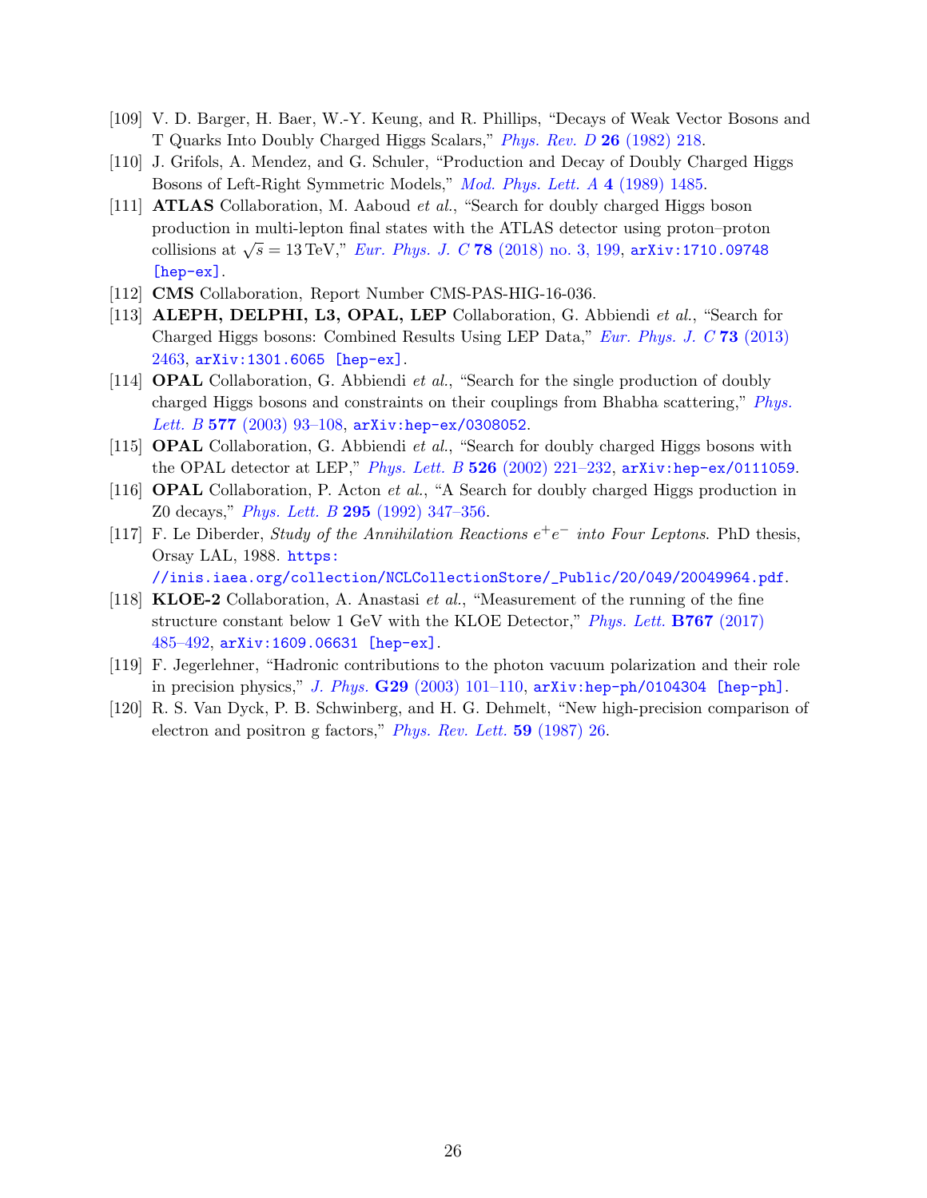[109] V. D. Barger, H. Baer, W.-Y. Keung, and R. Phillips, "Decays of Weak Vector Bosons and T Quarks Into Doubly Charged Higgs Scalars," *Phys. Rev. D* **26** (1982) 218.

[110] J. Grifols, A. Mendez, and G. Schuler, "Production and Decay of Doubly Charged Higgs Bosons of Left-Right Symmetric Models," *Mod. Phys. Lett. A* **4** (1989) 1485.

[111] **ATLAS** Collaboration, M. Aaboud *et al.*, "Search for doubly charged Higgs boson production in multi-lepton final states with the ATLAS detector using proton–proton collisions at $\sqrt{s} = 13\,\mathrm{TeV}$," *Eur. Phys. J. C* **78** (2018) no. 3, 199, arXiv:1710.09748 [hep-ex].

[112] **CMS** Collaboration, Report Number CMS-PAS-HIG-16-036.

[113] **ALEPH, DELPHI, L3, OPAL, LEP** Collaboration, G. Abbiendi *et al.*, "Search for Charged Higgs bosons: Combined Results Using LEP Data," *Eur. Phys. J. C* **73** (2013) 2463, arXiv:1301.6065 [hep-ex].

[114] **OPAL** Collaboration, G. Abbiendi *et al.*, "Search for the single production of doubly charged Higgs bosons and constraints on their couplings from Bhabha scattering," *Phys. Lett. B* **577** (2003) 93–108, arXiv:hep-ex/0308052.

[115] **OPAL** Collaboration, G. Abbiendi *et al.*, "Search for doubly charged Higgs bosons with the OPAL detector at LEP," *Phys. Lett. B* **526** (2002) 221–232, arXiv:hep-ex/0111059.

[116] **OPAL** Collaboration, P. Acton *et al.*, "A Search for doubly charged Higgs production in Z0 decays," *Phys. Lett. B* **295** (1992) 347–356.

[117] F. Le Diberder, *Study of the Annihilation Reactions $e^+e^-$ into Four Leptons*. PhD thesis, Orsay LAL, 1988. https://inis.iaea.org/collection/NCLCollectionStore/_Public/20/049/20049964.pdf.

[118] **KLOE-2** Collaboration, A. Anastasi *et al.*, "Measurement of the running of the fine structure constant below 1 GeV with the KLOE Detector," *Phys. Lett.* **B767** (2017) 485–492, arXiv:1609.06631 [hep-ex].

[119] F. Jegerlehner, "Hadronic contributions to the photon vacuum polarization and their role in precision physics," *J. Phys.* **G29** (2003) 101–110, arXiv:hep-ph/0104304 [hep-ph].

[120] R. S. Van Dyck, P. B. Schwinberg, and H. G. Dehmelt, "New high-precision comparison of electron and positron g factors," *Phys. Rev. Lett.* **59** (1987) 26.